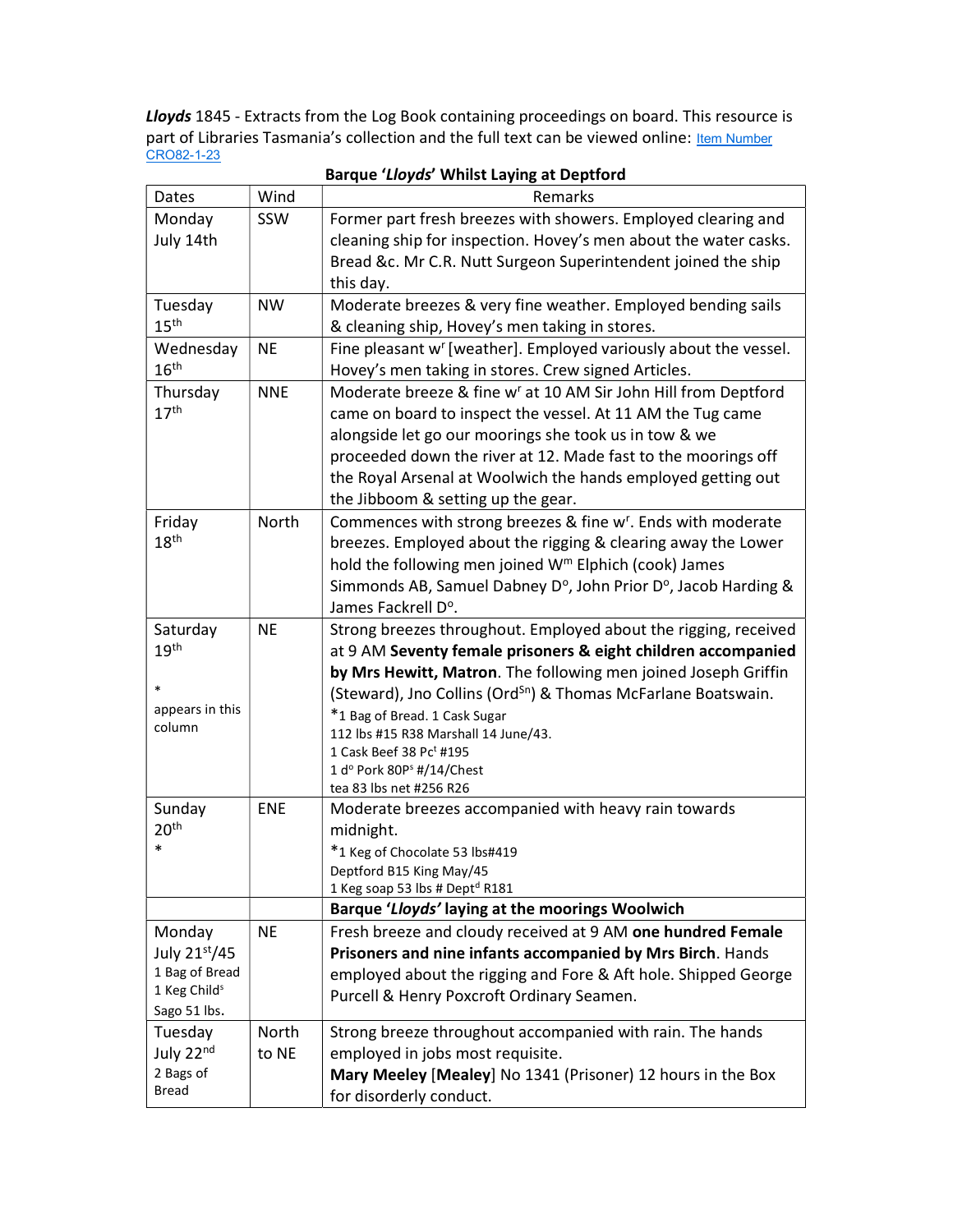***Lloyds*** 1845 - Extracts from the Log Book containing proceedings on board. This resource is part of Libraries Tasmania's collection and the full text can be viewed online: [Item Number CRO82-1-23]

**Barque '*Lloyds*' Whilst Laying at Deptford**

| Dates | Wind | Remarks |
|---|---|---|
| Monday July 14th | SSW | Former part fresh breezes with showers. Employed clearing and cleaning ship for inspection. Hovey's men about the water casks. Bread &c. Mr C.R. Nutt Surgeon Superintendent joined the ship this day. |
| Tuesday 15th | NW | Moderate breezes & very fine weather. Employed bending sails & cleaning ship, Hovey's men taking in stores. |
| Wednesday 16th | NE | Fine pleasant wr [weather]. Employed variously about the vessel. Hovey's men taking in stores. Crew signed Articles. |
| Thursday 17th | NNE | Moderate breeze & fine wr at 10 AM Sir John Hill from Deptford came on board to inspect the vessel. At 11 AM the Tug came alongside let go our moorings she took us in tow & we proceeded down the river at 12. Made fast to the moorings off the Royal Arsenal at Woolwich the hands employed getting out the Jibboom & setting up the gear. |
| Friday 18th | North | Commences with strong breezes & fine wr. Ends with moderate breezes. Employed about the rigging & clearing away the Lower hold the following men joined Wm Elphich (cook) James Simmonds AB, Samuel Dabney Do, John Prior Do, Jacob Harding & James Fackrell Do. |
| Saturday 19th<br><br>*<br>appears in this column | NE | Strong breezes throughout. Employed about the rigging, received at 9 AM **Seventy female prisoners & eight children accompanied by Mrs Hewitt, Matron**. The following men joined Joseph Griffin (Steward), Jno Collins (OrdSn) & Thomas McFarlane Boatswain.<br>*1 Bag of Bread. 1 Cask Sugar<br>112 lbs #15 R38 Marshall 14 June/43.<br>1 Cask Beef 38 Pct #195<br>1 do Pork 80Ps #/14/Chest<br>tea 83 lbs net #256 R26 |
| Sunday 20th<br>* | ENE | Moderate breezes accompanied with heavy rain towards midnight.<br>*1 Keg of Chocolate 53 lbs#419<br>Deptford B15 King May/45<br>1 Keg soap 53 lbs # Deptd R181 |
| | | **Barque '*Lloyds'* laying at the moorings Woolwich** |
| Monday July 21st/45<br>1 Bag of Bread<br>1 Keg Childs<br>Sago 51 lbs. | NE | Fresh breeze and cloudy received at 9 AM **one hundred Female Prisoners and nine infants accompanied by Mrs Birch**. Hands employed about the rigging and Fore & Aft hole. Shipped George Purcell & Henry Poxcroft Ordinary Seamen. |
| Tuesday July 22nd<br>2 Bags of Bread | North to NE | Strong breeze throughout accompanied with rain. The hands employed in jobs most requisite.<br>**Mary Meeley** [**Mealey**] No 1341 (Prisoner) 12 hours in the Box for disorderly conduct. |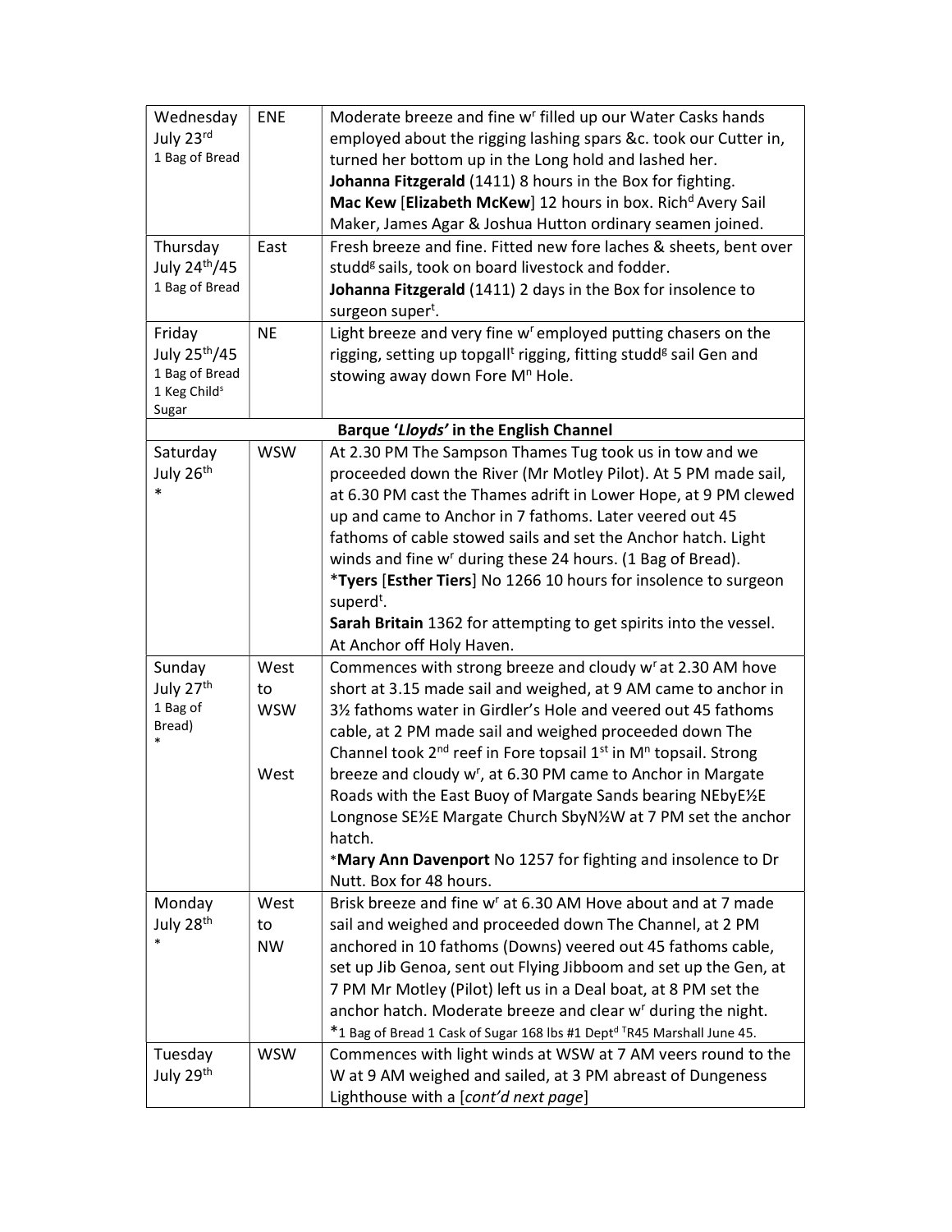| | | |
|---|---|---|
| Wednesday July 23rd 1 Bag of Bread | ENE | Moderate breeze and fine w[r] filled up our Water Casks hands employed about the rigging lashing spars &c. took our Cutter in, turned her bottom up in the Long hold and lashed her. **Johanna Fitzgerald** (1411) 8 hours in the Box for fighting. **Mac Kew** [**Elizabeth McKew**] 12 hours in box. Rich[d] Avery Sail Maker, James Agar & Joshua Hutton ordinary seamen joined. |
| Thursday July 24th/45 1 Bag of Bread | East | Fresh breeze and fine. Fitted new fore laches & sheets, bent over studd[g] sails, took on board livestock and fodder. **Johanna Fitzgerald** (1411) 2 days in the Box for insolence to surgeon super[t]. |
| Friday July 25th/45 1 Bag of Bread 1 Keg Child[s] Sugar | NE | Light breeze and very fine w[r] employed putting chasers on the rigging, setting up topgall[t] rigging, fitting studd[g] sail Gen and stowing away down Fore M[n] Hole. |
| **Barque '*Lloyds*' in the English Channel** | | |
| Saturday July 26th * | WSW | At 2.30 PM The Sampson Thames Tug took us in tow and we proceeded down the River (Mr Motley Pilot). At 5 PM made sail, at 6.30 PM cast the Thames adrift in Lower Hope, at 9 PM clewed up and came to Anchor in 7 fathoms. Later veered out 45 fathoms of cable stowed sails and set the Anchor hatch. Light winds and fine w[r] during these 24 hours. (1 Bag of Bread). *​**Tyers** [**Esther Tiers**] No 1266 10 hours for insolence to surgeon superd[t]. **Sarah Britain** 1362 for attempting to get spirits into the vessel. At Anchor off Holy Haven. |
| Sunday July 27th 1 Bag of Bread) * | West to WSW / West | Commences with strong breeze and cloudy w[r] at 2.30 AM hove short at 3.15 made sail and weighed, at 9 AM came to anchor in 3½ fathoms water in Girdler's Hole and veered out 45 fathoms cable, at 2 PM made sail and weighed proceeded down The Channel took 2nd reef in Fore topsail 1st in M[n] topsail. Strong breeze and cloudy w[r], at 6.30 PM came to Anchor in Margate Roads with the East Buoy of Margate Sands bearing NEbyE½E Longnose SE½E Margate Church SbyN½W at 7 PM set the anchor hatch. *​**Mary Ann Davenport** No 1257 for fighting and insolence to Dr Nutt. Box for 48 hours. |
| Monday July 28th * | West to NW | Brisk breeze and fine w[r] at 6.30 AM Hove about and at 7 made sail and weighed and proceeded down The Channel, at 2 PM anchored in 10 fathoms (Downs) veered out 45 fathoms cable, set up Jib Genoa, sent out Flying Jibboom and set up the Gen, at 7 PM Mr Motley (Pilot) left us in a Deal boat, at 8 PM set the anchor hatch. Moderate breeze and clear w[r] during the night. *1 Bag of Bread 1 Cask of Sugar 168 lbs #1 Dept[d] [T]R45 Marshall June 45. |
| Tuesday July 29th | WSW | Commences with light winds at WSW at 7 AM veers round to the W at 9 AM weighed and sailed, at 3 PM abreast of Dungeness Lighthouse with a [*cont'd next page*] |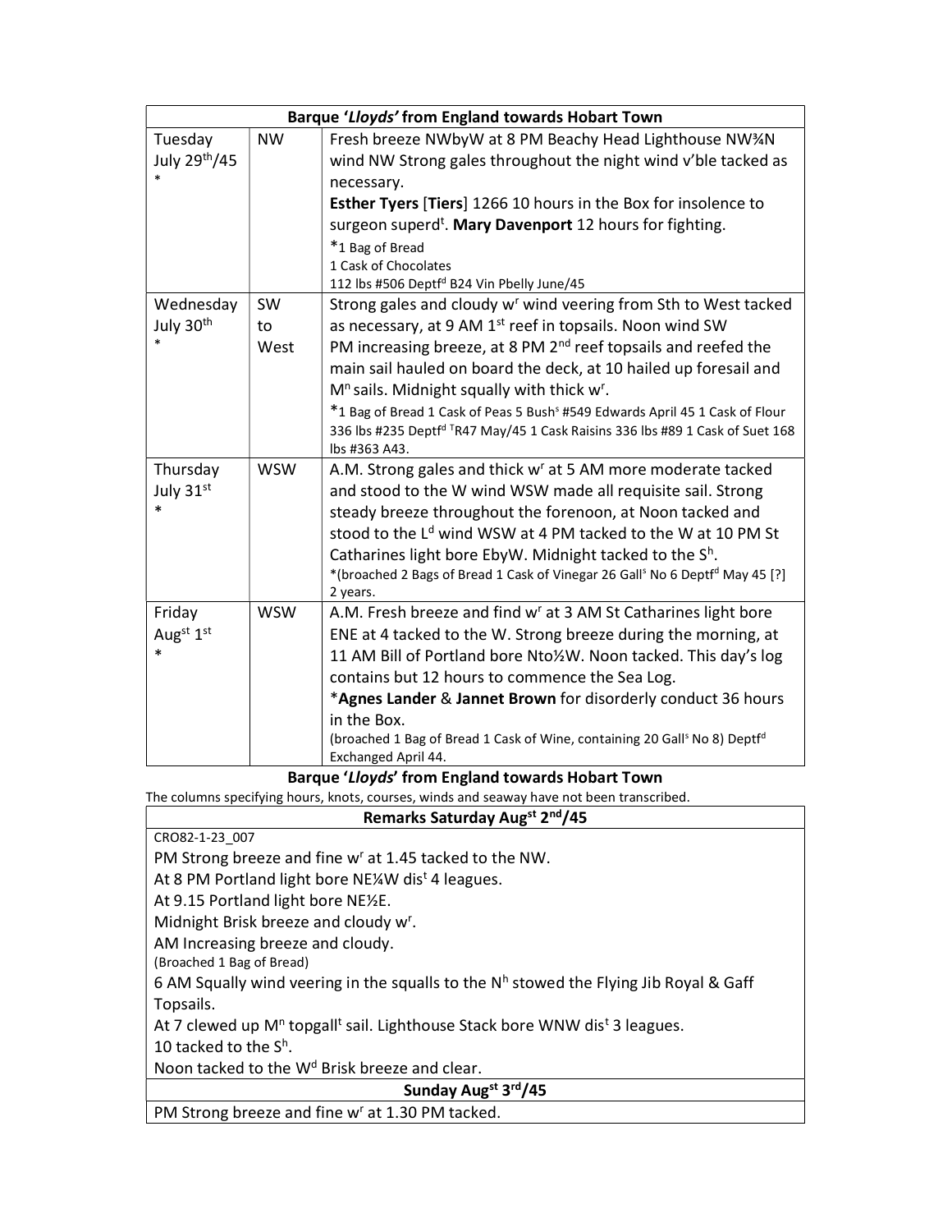| Barque '*Lloyds*' from England towards Hobart Town | | |
|---|---|---|
| Tuesday July 29th/45 * | NW | Fresh breeze NWbyW at 8 PM Beachy Head Lighthouse NW¾N wind NW Strong gales throughout the night wind v'ble tacked as necessary.<br>**Esther Tyers** [**Tiers**] 1266 10 hours in the Box for insolence to surgeon superdt. **Mary Davenport** 12 hours for fighting.<br>*1 Bag of Bread<br>1 Cask of Chocolates<br>112 lbs #506 Deptfd B24 Vin Pbelly June/45 |
| Wednesday July 30th * | SW to West | Strong gales and cloudy wr wind veering from Sth to West tacked as necessary, at 9 AM 1st reef in topsails. Noon wind SW<br>PM increasing breeze, at 8 PM 2nd reef topsails and reefed the main sail hauled on board the deck, at 10 hailed up foresail and Mn sails. Midnight squally with thick wr.<br>*1 Bag of Bread 1 Cask of Peas 5 Bushs #549 Edwards April 45 1 Cask of Flour 336 lbs #235 Deptfd TR47 May/45 1 Cask Raisins 336 lbs #89 1 Cask of Suet 168 lbs #363 A43. |
| Thursday July 31st * | WSW | A.M. Strong gales and thick wr at 5 AM more moderate tacked and stood to the W wind WSW made all requisite sail. Strong steady breeze throughout the forenoon, at Noon tacked and stood to the Ld wind WSW at 4 PM tacked to the W at 10 PM St Catharines light bore EbyW. Midnight tacked to the Sh.<br>*(broached 2 Bags of Bread 1 Cask of Vinegar 26 Galls No 6 Deptfd May 45 [?] 2 years. |
| Friday Augst 1st * | WSW | A.M. Fresh breeze and find wr at 3 AM St Catharines light bore ENE at 4 tacked to the W. Strong breeze during the morning, at 11 AM Bill of Portland bore Nto½W. Noon tacked. This day's log contains but 12 hours to commence the Sea Log.<br>***Agnes Lander** & **Jannet Brown** for disorderly conduct 36 hours in the Box.<br>(broached 1 Bag of Bread 1 Cask of Wine, containing 20 Galls No 8) Deptfd Exchanged April 44. |

**Barque '*Lloyds*' from England towards Hobart Town**

The columns specifying hours, knots, courses, winds and seaway have not been transcribed.

| Remarks Saturday Augst 2nd/45 |
|---|
| CRO82-1-23_007<br>PM Strong breeze and fine wr at 1.45 tacked to the NW.<br>At 8 PM Portland light bore NE¼W distt 4 leagues.<br>At 9.15 Portland light bore NE½E.<br>Midnight Brisk breeze and cloudy wr.<br>AM Increasing breeze and cloudy.<br>(Broached 1 Bag of Bread)<br>6 AM Squally wind veering in the squalls to the Nh stowed the Flying Jib Royal & Gaff Topsails.<br>At 7 clewed up Mn topgallt sail. Lighthouse Stack bore WNW distt 3 leagues.<br>10 tacked to the Sh.<br>Noon tacked to the Wd Brisk breeze and clear. |
| **Sunday Augst 3rd/45** |
| PM Strong breeze and fine wr at 1.30 PM tacked. |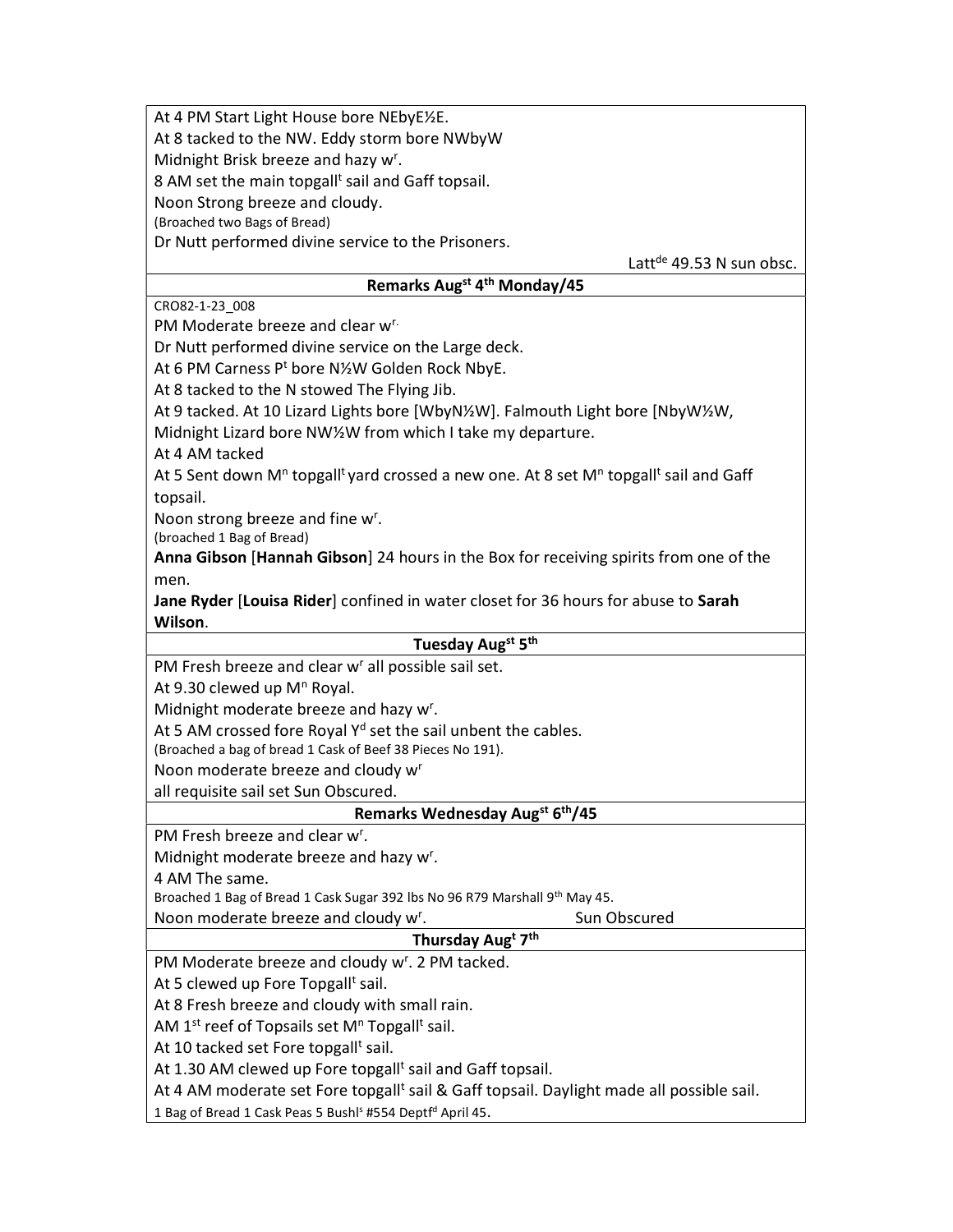At 4 PM Start Light House bore NEbyE½E.
At 8 tacked to the NW. Eddy storm bore NWbyW
Midnight Brisk breeze and hazy w^r^.
8 AM set the main topgall^t^ sail and Gaff topsail.
Noon Strong breeze and cloudy.
(Broached two Bags of Bread)
Dr Nutt performed divine service to the Prisoners.

Latt^de^ 49.53 N sun obsc.

**Remarks Aug^st^ 4^th^ Monday/45**

CRO82-1-23_008
PM Moderate breeze and clear w^r.^
Dr Nutt performed divine service on the Large deck.
At 6 PM Carness P^t^ bore N½W Golden Rock NbyE.
At 8 tacked to the N stowed The Flying Jib.
At 9 tacked. At 10 Lizard Lights bore [WbyN½W]. Falmouth Light bore [NbyW½W,
Midnight Lizard bore NW½W from which I take my departure.
At 4 AM tacked
At 5 Sent down M^n^ topgall^t^ yard crossed a new one. At 8 set M^n^ topgall^t^ sail and Gaff topsail.
Noon strong breeze and fine w^r^.
(broached 1 Bag of Bread)
**Anna Gibson** [**Hannah Gibson**] 24 hours in the Box for receiving spirits from one of the men.
**Jane Ryder** [**Louisa Rider**] confined in water closet for 36 hours for abuse to **Sarah Wilson**.

**Tuesday Aug^st^ 5^th^**

PM Fresh breeze and clear w^r^ all possible sail set.
At 9.30 clewed up M^n^ Royal.
Midnight moderate breeze and hazy w^r^.
At 5 AM crossed fore Royal Y^d^ set the sail unbent the cables.
(Broached a bag of bread 1 Cask of Beef 38 Pieces No 191).
Noon moderate breeze and cloudy w^r^
all requisite sail set Sun Obscured.

**Remarks Wednesday Aug^st^ 6^th^/45**

PM Fresh breeze and clear w^r^.
Midnight moderate breeze and hazy w^r^.
4 AM The same.
Broached 1 Bag of Bread 1 Cask Sugar 392 lbs No 96 R79 Marshall 9^th^ May 45.
Noon moderate breeze and cloudy w^r^. Sun Obscured

**Thursday Aug^t^ 7^th^**

PM Moderate breeze and cloudy w^r^. 2 PM tacked.
At 5 clewed up Fore Topgall^t^ sail.
At 8 Fresh breeze and cloudy with small rain.
AM 1^st^ reef of Topsails set M^n^ Topgall^t^ sail.
At 10 tacked set Fore topgall^t^ sail.
At 1.30 AM clewed up Fore topgall^t^ sail and Gaff topsail.
At 4 AM moderate set Fore topgall^t^ sail & Gaff topsail. Daylight made all possible sail.
1 Bag of Bread 1 Cask Peas 5 Bushl^s^ #554 Deptf^d^ April 45.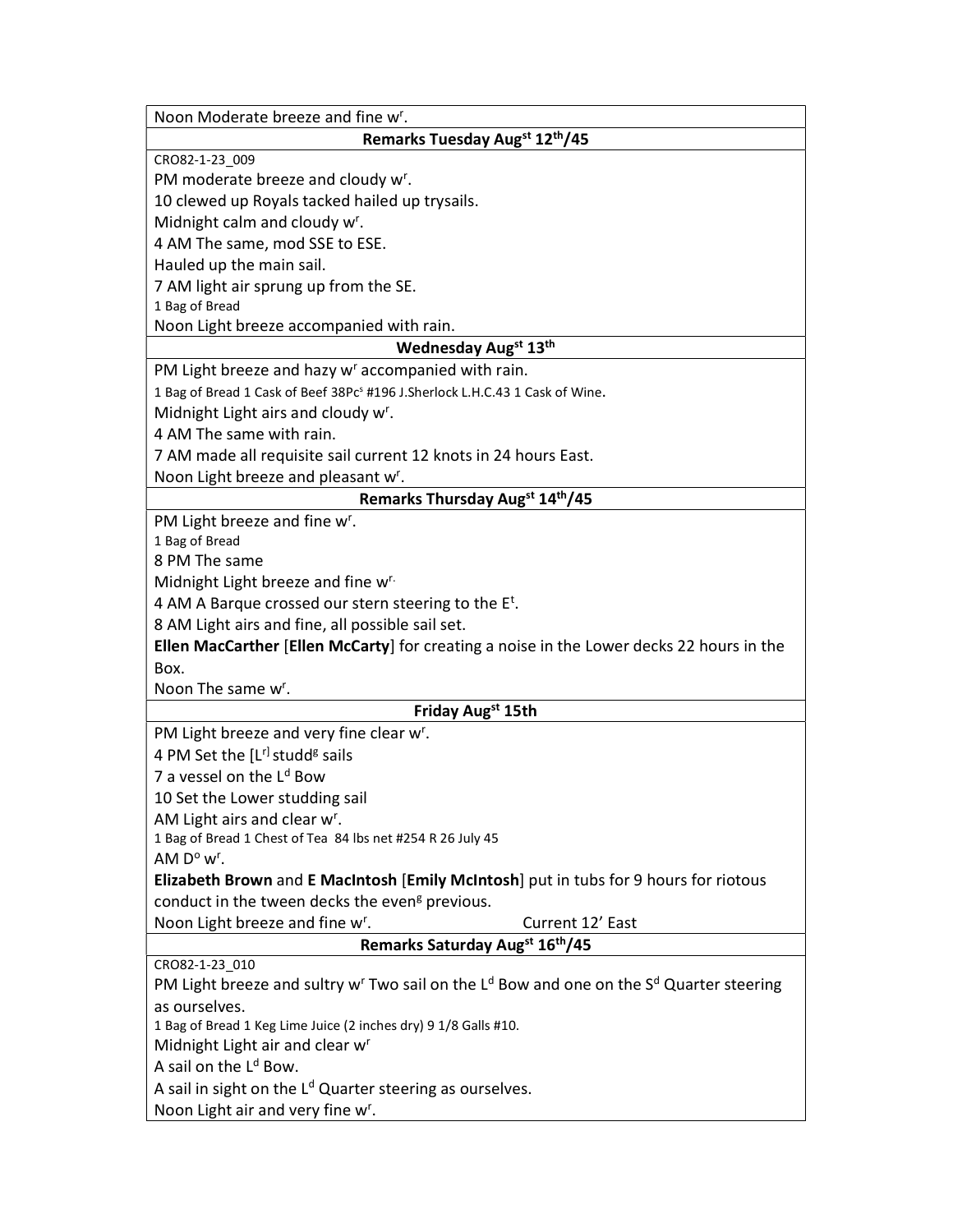| Noon Moderate breeze and fine w[r]. |
| --- |
| **Remarks Tuesday Aug[st] 12[th]/45** |
| CRO82-1-23_009 |
| PM moderate breeze and cloudy w[r]. |
| 10 clewed up Royals tacked hailed up trysails. |
| Midnight calm and cloudy w[r]. |
| 4 AM The same, mod SSE to ESE. |
| Hauled up the main sail. |
| 7 AM light air sprung up from the SE. |
| 1 Bag of Bread |
| Noon Light breeze accompanied with rain. |
| **Wednesday Aug[st] 13[th]** |
| PM Light breeze and hazy w[r] accompanied with rain. |
| 1 Bag of Bread 1 Cask of Beef 38Pc[s] #196 J.Sherlock L.H.C.43 1 Cask of Wine. |
| Midnight Light airs and cloudy w[r]. |
| 4 AM The same with rain. |
| 7 AM made all requisite sail current 12 knots in 24 hours East. |
| Noon Light breeze and pleasant w[r]. |
| **Remarks Thursday Aug[st] 14[th]/45** |
| PM Light breeze and fine w[r]. |
| 1 Bag of Bread |
| 8 PM The same |
| Midnight Light breeze and fine w[r.] |
| 4 AM A Barque crossed our stern steering to the E[t]. |
| 8 AM Light airs and fine, all possible sail set. |
| **Ellen MacCarther** [**Ellen McCarty**] for creating a noise in the Lower decks 22 hours in the Box. |
| Noon The same w[r]. |
| **Friday Aug[st] 15th** |
| PM Light breeze and very fine clear w[r]. |
| 4 PM Set the [L[r]] studd[g] sails |
| 7 a vessel on the L[d] Bow |
| 10 Set the Lower studding sail |
| AM Light airs and clear w[r]. |
| 1 Bag of Bread 1 Chest of Tea 84 lbs net #254 R 26 July 45 |
| AM D[o] w[r]. |
| **Elizabeth Brown** and **E MacIntosh** [**Emily McIntosh**] put in tubs for 9 hours for riotous conduct in the tween decks the even[g] previous. |
| Noon Light breeze and fine w[r]. Current 12' East |
| **Remarks Saturday Aug[st] 16[th]/45** |
| CRO82-1-23_010 |
| PM Light breeze and sultry w[r] Two sail on the L[d] Bow and one on the S[d] Quarter steering as ourselves. |
| 1 Bag of Bread 1 Keg Lime Juice (2 inches dry) 9 1/8 Galls #10. |
| Midnight Light air and clear w[r] |
| A sail on the L[d] Bow. |
| A sail in sight on the L[d] Quarter steering as ourselves. |
| Noon Light air and very fine w[r]. |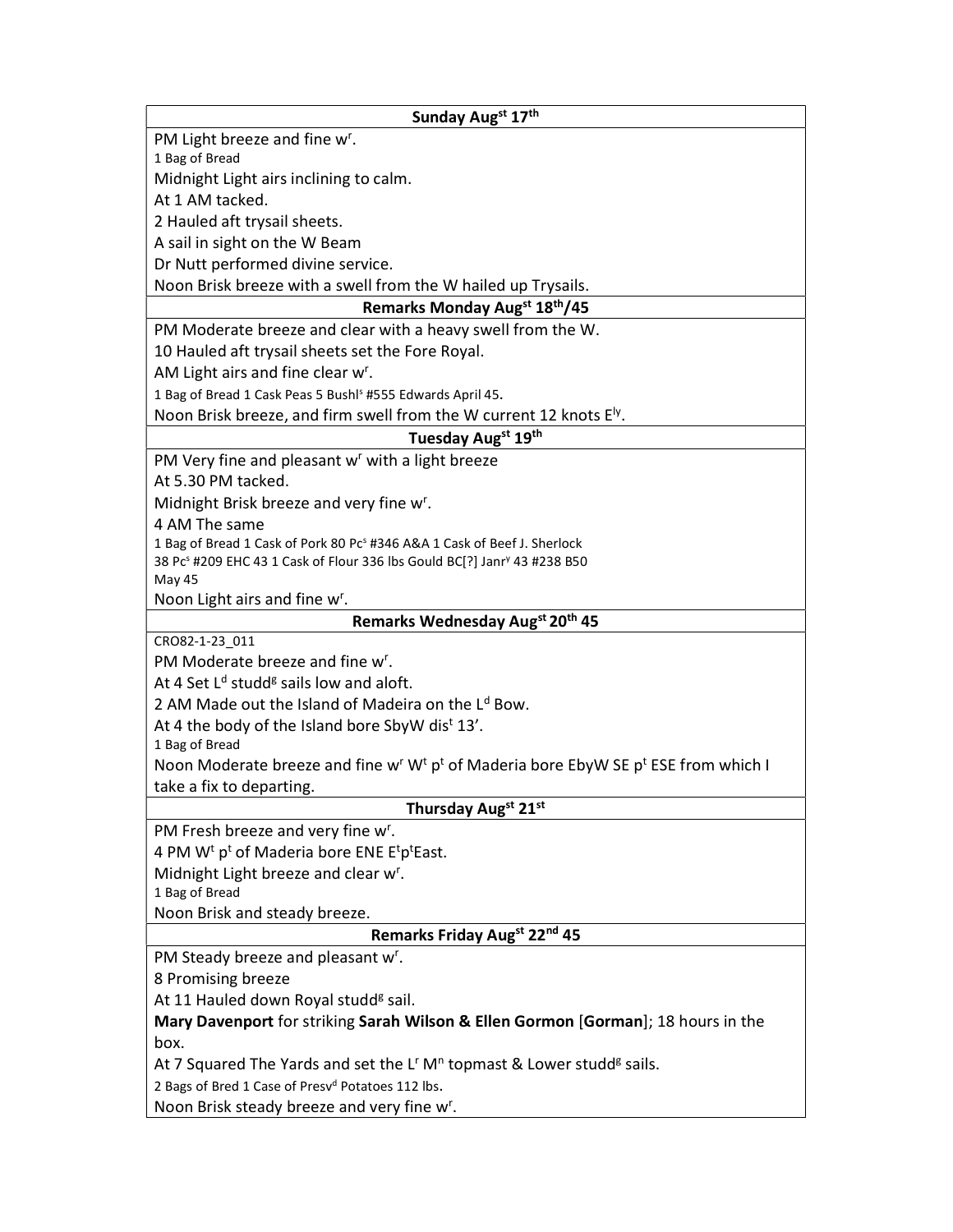| Sunday Aug$^{st}$ 17$^{th}$ |
|---|
| PM Light breeze and fine w$^{r}$. |
| 1 Bag of Bread |
| Midnight Light airs inclining to calm. |
| At 1 AM tacked. |
| 2 Hauled aft trysail sheets. |
| A sail in sight on the W Beam |
| Dr Nutt performed divine service. |
| Noon Brisk breeze with a swell from the W hailed up Trysails. |
| **Remarks Monday Aug$^{st}$ 18$^{th}$/45** |
| PM Moderate breeze and clear with a heavy swell from the W. |
| 10 Hauled aft trysail sheets set the Fore Royal. |
| AM Light airs and fine clear w$^{r}$. |
| 1 Bag of Bread 1 Cask Peas 5 Bushl$^{s}$ #555 Edwards April 45. |
| Noon Brisk breeze, and firm swell from the W current 12 knots E$^{ly}$. |
| **Tuesday Aug$^{st}$ 19$^{th}$** |
| PM Very fine and pleasant w$^{r}$ with a light breeze |
| At 5.30 PM tacked. |
| Midnight Brisk breeze and very fine w$^{r}$. |
| 4 AM The same |
| 1 Bag of Bread 1 Cask of Pork 80 Pc$^{s}$ #346 A&A 1 Cask of Beef J. Sherlock 38 Pc$^{s}$ #209 EHC 43 1 Cask of Flour 336 lbs Gould BC[?] Janr$^{y}$ 43 #238 B50 May 45 |
| Noon Light airs and fine w$^{r}$. |
| **Remarks Wednesday Aug$^{st}$ 20$^{th}$ 45** |
| CRO82-1-23_011 |
| PM Moderate breeze and fine w$^{r}$. |
| At 4 Set L$^{d}$ studd$^{g}$ sails low and aloft. |
| 2 AM Made out the Island of Madeira on the L$^{d}$ Bow. |
| At 4 the body of the Island bore SbyW dis$^{t}$ 13'. |
| 1 Bag of Bread |
| Noon Moderate breeze and fine w$^{r}$ W$^{t}$ p$^{t}$ of Maderia bore EbyW SE p$^{t}$ ESE from which I take a fix to departing. |
| **Thursday Aug$^{st}$ 21$^{st}$** |
| PM Fresh breeze and very fine w$^{r}$. |
| 4 PM W$^{t}$ p$^{t}$ of Maderia bore ENE E$^{t}$p$^{t}$East. |
| Midnight Light breeze and clear w$^{r}$. |
| 1 Bag of Bread |
| Noon Brisk and steady breeze. |
| **Remarks Friday Aug$^{st}$ 22$^{nd}$ 45** |
| PM Steady breeze and pleasant w$^{r}$. |
| 8 Promising breeze |
| At 11 Hauled down Royal studd$^{g}$ sail. |
| **Mary Davenport** for striking **Sarah Wilson & Ellen Gormon** [**Gorman**]; 18 hours in the box. |
| At 7 Squared The Yards and set the L$^{r}$ M$^{n}$ topmast & Lower studd$^{g}$ sails. |
| 2 Bags of Bred 1 Case of Presv$^{d}$ Potatoes 112 lbs. |
| Noon Brisk steady breeze and very fine w$^{r}$. |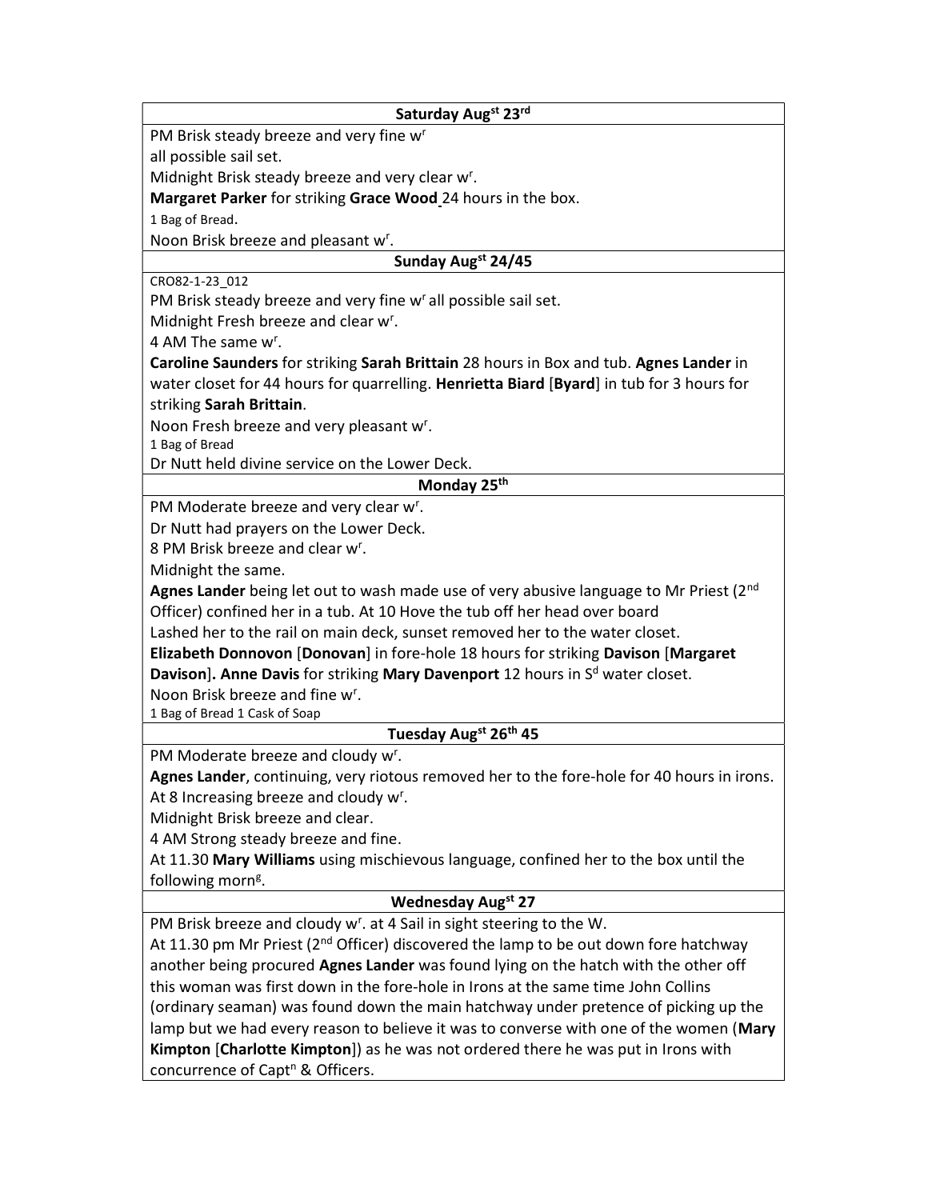| Saturday Aug[st] 23[rd] |
|---|
| PM Brisk steady breeze and very fine w[r]<br>all possible sail set.<br>Midnight Brisk steady breeze and very clear w[r].<br>**Margaret Parker** for striking **Grace Wood** 24 hours in the box.<br>1 Bag of Bread.<br>Noon Brisk breeze and pleasant w[r]. |
| **Sunday Aug[st] 24/45** |
| CRO82-1-23_012<br>PM Brisk steady breeze and very fine w[r] all possible sail set.<br>Midnight Fresh breeze and clear w[r].<br>4 AM The same w[r].<br>**Caroline Saunders** for striking **Sarah Brittain** 28 hours in Box and tub. **Agnes Lander** in water closet for 44 hours for quarrelling. **Henrietta Biard** [**Byard**] in tub for 3 hours for striking **Sarah Brittain**.<br>Noon Fresh breeze and very pleasant w[r].<br>1 Bag of Bread<br>Dr Nutt held divine service on the Lower Deck. |
| **Monday 25[th]** |
| PM Moderate breeze and very clear w[r].<br>Dr Nutt had prayers on the Lower Deck.<br>8 PM Brisk breeze and clear w[r].<br>Midnight the same.<br>**Agnes Lander** being let out to wash made use of very abusive language to Mr Priest (2[nd] Officer) confined her in a tub. At 10 Hove the tub off her head over board<br>Lashed her to the rail on main deck, sunset removed her to the water closet.<br>**Elizabeth Donnovon** [**Donovan**] in fore-hole 18 hours for striking **Davison** [**Margaret Davison**]. **Anne Davis** for striking **Mary Davenport** 12 hours in S[d] water closet.<br>Noon Brisk breeze and fine w[r].<br>1 Bag of Bread 1 Cask of Soap |
| **Tuesday Aug[st] 26[th] 45** |
| PM Moderate breeze and cloudy w[r].<br>**Agnes Lander**, continuing, very riotous removed her to the fore-hole for 40 hours in irons.<br>At 8 Increasing breeze and cloudy w[r].<br>Midnight Brisk breeze and clear.<br>4 AM Strong steady breeze and fine.<br>At 11.30 **Mary Williams** using mischievous language, confined her to the box until the following morn[g]. |
| **Wednesday Aug[st] 27** |
| PM Brisk breeze and cloudy w[r]. at 4 Sail in sight steering to the W.<br>At 11.30 pm Mr Priest (2[nd] Officer) discovered the lamp to be out down fore hatchway another being procured **Agnes Lander** was found lying on the hatch with the other off this woman was first down in the fore-hole in Irons at the same time John Collins (ordinary seaman) was found down the main hatchway under pretence of picking up the lamp but we had every reason to believe it was to converse with one of the women (**Mary Kimpton** [**Charlotte Kimpton**]) as he was not ordered there he was put in Irons with concurrence of Capt[n] & Officers. |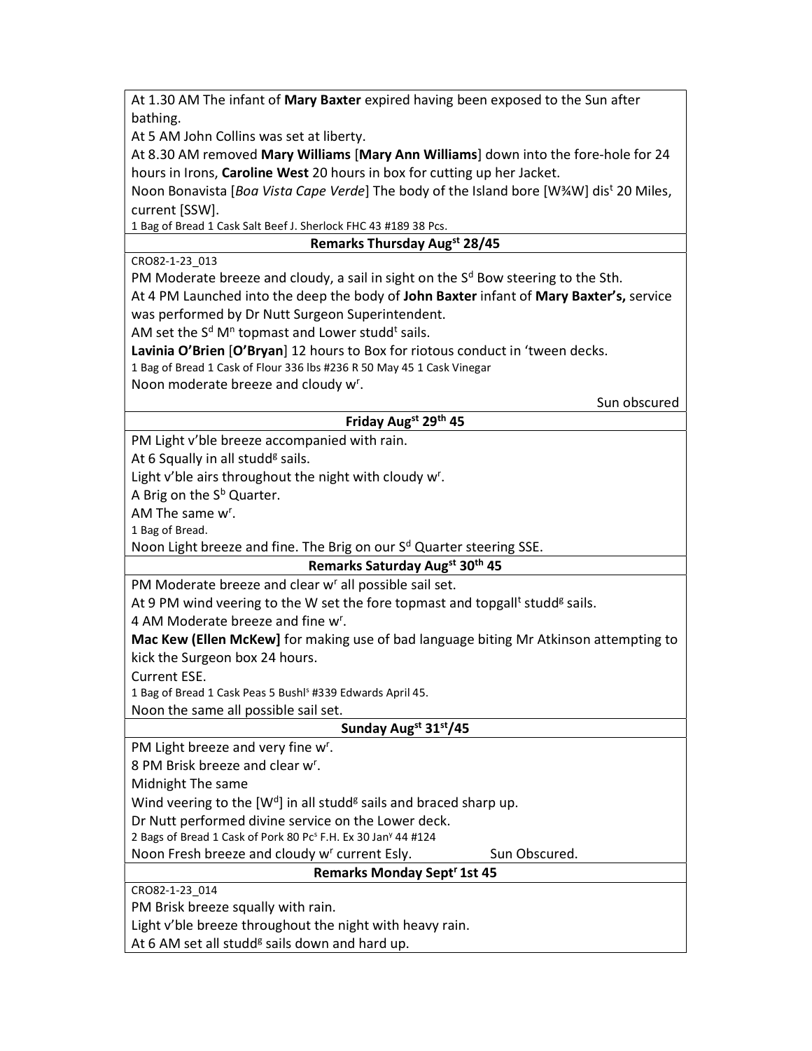At 1.30 AM The infant of **Mary Baxter** expired having been exposed to the Sun after bathing.
At 5 AM John Collins was set at liberty.
At 8.30 AM removed **Mary Williams** [**Mary Ann Williams**] down into the fore-hole for 24 hours in Irons, **Caroline West** 20 hours in box for cutting up her Jacket.
Noon Bonavista [*Boa Vista Cape Verde*] The body of the Island bore [W¾W] dis^t^ 20 Miles, current [SSW].
1 Bag of Bread 1 Cask Salt Beef J. Sherlock FHC 43 #189 38 Pcs.

**Remarks Thursday Aug^st^ 28/45**

CRO82-1-23_013
PM Moderate breeze and cloudy, a sail in sight on the S^d^ Bow steering to the Sth.
At 4 PM Launched into the deep the body of **John Baxter** infant of **Mary Baxter's,** service was performed by Dr Nutt Surgeon Superintendent.
AM set the S^d^ M^n^ topmast and Lower studd^t^ sails.
**Lavinia O'Brien** [**O'Bryan**] 12 hours to Box for riotous conduct in 'tween decks.
1 Bag of Bread 1 Cask of Flour 336 lbs #236 R 50 May 45 1 Cask Vinegar
Noon moderate breeze and cloudy w^r^.
Sun obscured

**Friday Aug^st^ 29^th^ 45**

PM Light v'ble breeze accompanied with rain.
At 6 Squally in all studd^g^ sails.
Light v'ble airs throughout the night with cloudy w^r^.
A Brig on the S^b^ Quarter.
AM The same w^r^.
1 Bag of Bread.
Noon Light breeze and fine. The Brig on our S^d^ Quarter steering SSE.

**Remarks Saturday Aug^st^ 30^th^ 45**

PM Moderate breeze and clear w^r^ all possible sail set.
At 9 PM wind veering to the W set the fore topmast and topgall^t^ studd^g^ sails.
4 AM Moderate breeze and fine w^r^.
**Mac Kew (Ellen McKew]** for making use of bad language biting Mr Atkinson attempting to kick the Surgeon box 24 hours.
Current ESE.
1 Bag of Bread 1 Cask Peas 5 Bushl^s^ #339 Edwards April 45.
Noon the same all possible sail set.

**Sunday Aug^st^ 31^st^/45**

PM Light breeze and very fine w^r^.
8 PM Brisk breeze and clear w^r^.
Midnight The same
Wind veering to the [W^d^] in all studd^g^ sails and braced sharp up.
Dr Nutt performed divine service on the Lower deck.
2 Bags of Bread 1 Cask of Pork 80 Pc^s^ F.H. Ex 30 Jan^y^ 44 #124
Noon Fresh breeze and cloudy w^r^ current Esly. Sun Obscured.

**Remarks Monday Sept^r^ 1st 45**

CRO82-1-23_014
PM Brisk breeze squally with rain.
Light v'ble breeze throughout the night with heavy rain.
At 6 AM set all studd^g^ sails down and hard up.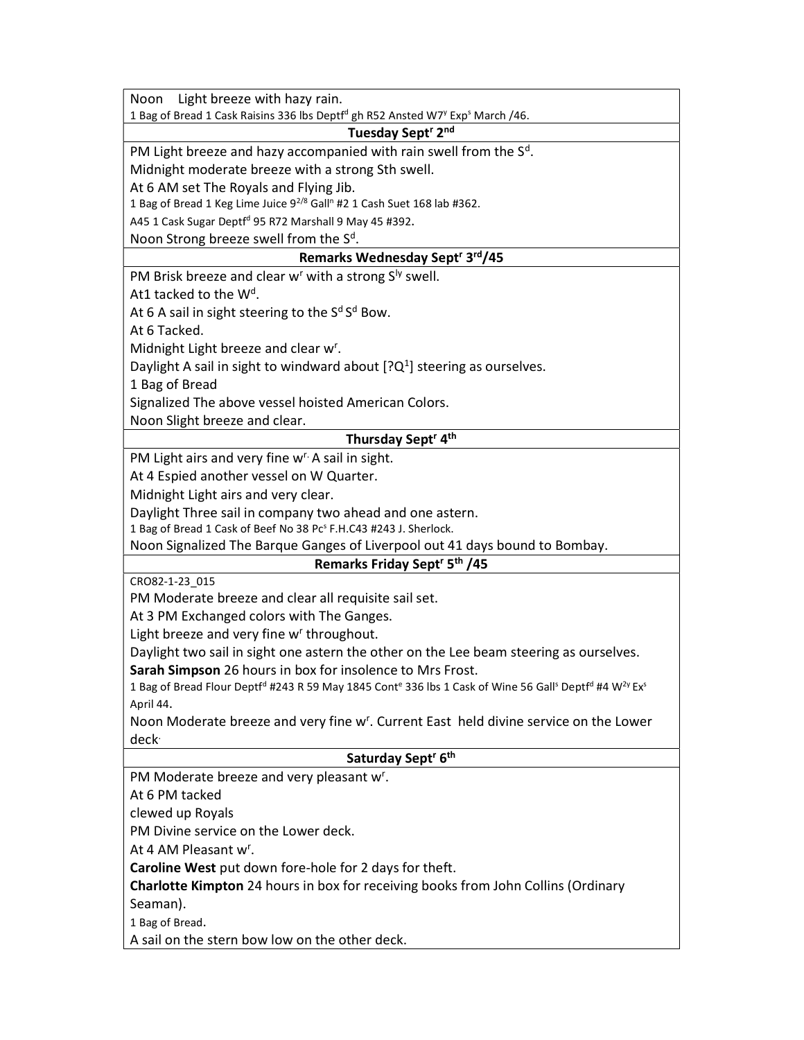Noon Light breeze with hazy rain.

1 Bag of Bread 1 Cask Raisins 336 lbs Deptf[d] gh R52 Ansted W7[y] Exp[s] March /46.

**Tuesday Sept[r] 2[nd]**

PM Light breeze and hazy accompanied with rain swell from the S[d].

Midnight moderate breeze with a strong Sth swell.

At 6 AM set The Royals and Flying Jib.

1 Bag of Bread 1 Keg Lime Juice 9[2/8] Gall[n] #2 1 Cash Suet 168 lab #362.

A45 1 Cask Sugar Deptf[d] 95 R72 Marshall 9 May 45 #392.

Noon Strong breeze swell from the S[d].

**Remarks Wednesday Sept[r] 3[rd]/45**

PM Brisk breeze and clear w[r] with a strong S[ly] swell.

At1 tacked to the W[d].

At 6 A sail in sight steering to the S[d] S[d] Bow.

At 6 Tacked.

Midnight Light breeze and clear w[r].

Daylight A sail in sight to windward about [?Q[1]] steering as ourselves.

1 Bag of Bread

Signalized The above vessel hoisted American Colors.

Noon Slight breeze and clear.

**Thursday Sept[r] 4[th]**

PM Light airs and very fine w[r.] A sail in sight.

At 4 Espied another vessel on W Quarter.

Midnight Light airs and very clear.

Daylight Three sail in company two ahead and one astern.

1 Bag of Bread 1 Cask of Beef No 38 Pc[s] F.H.C43 #243 J. Sherlock.

Noon Signalized The Barque Ganges of Liverpool out 41 days bound to Bombay.

**Remarks Friday Sept[r] 5[th] /45**

CRO82-1-23_015

PM Moderate breeze and clear all requisite sail set.

At 3 PM Exchanged colors with The Ganges.

Light breeze and very fine w[r] throughout.

Daylight two sail in sight one astern the other on the Lee beam steering as ourselves.

**Sarah Simpson** 26 hours in box for insolence to Mrs Frost.

1 Bag of Bread Flour Deptf[d] #243 R 59 May 1845 Cont[e] 336 lbs 1 Cask of Wine 56 Gall[s] Deptf[d] #4 W[2y] Ex[s] April 44.

Noon Moderate breeze and very fine w[r]. Current East held divine service on the Lower deck.

**Saturday Sept[r] 6[th]**

PM Moderate breeze and very pleasant w[r].

At 6 PM tacked

clewed up Royals

PM Divine service on the Lower deck.

At 4 AM Pleasant w[r].

**Caroline West** put down fore-hole for 2 days for theft.

**Charlotte Kimpton** 24 hours in box for receiving books from John Collins (Ordinary Seaman).

1 Bag of Bread.

A sail on the stern bow low on the other deck.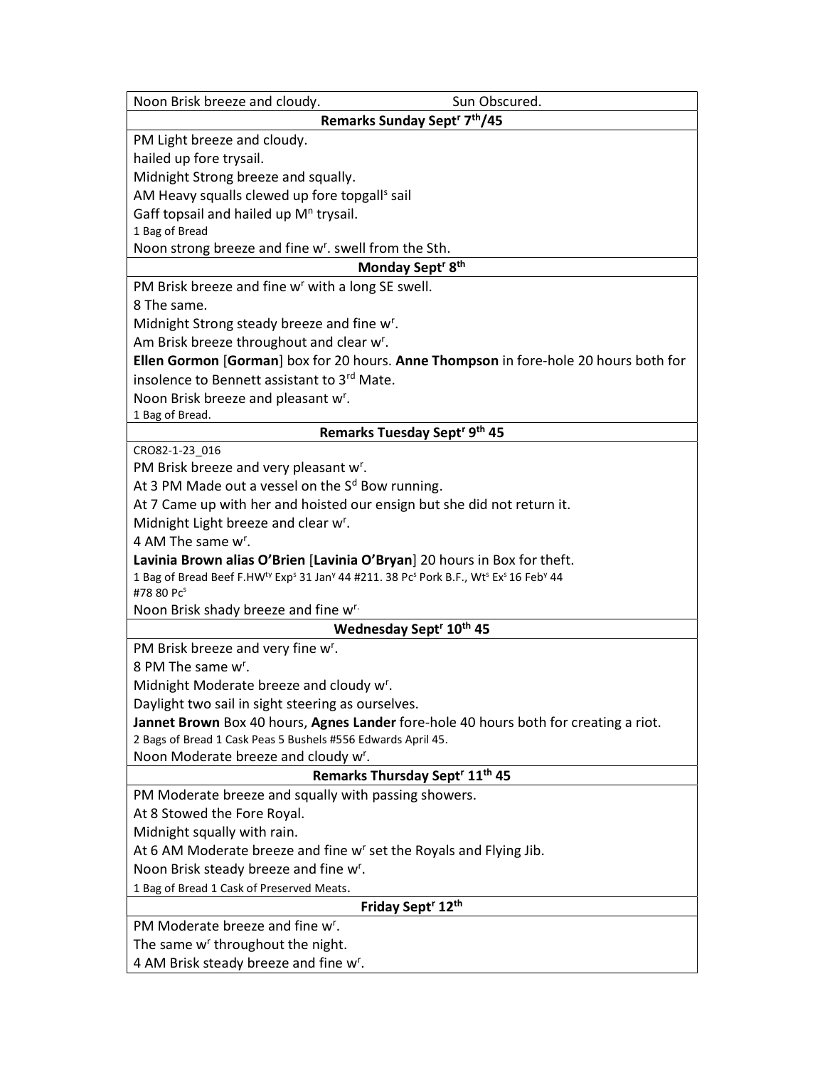| Noon Brisk breeze and cloudy. Sun Obscured. |
|---|
| **Remarks Sunday Sept^r 7^th/45** |
| PM Light breeze and cloudy. |
| hailed up fore trysail. |
| Midnight Strong breeze and squally. |
| AM Heavy squalls clewed up fore topgall^s sail |
| Gaff topsail and hailed up M^n trysail. |
| 1 Bag of Bread |
| Noon strong breeze and fine w^r. swell from the Sth. |
| **Monday Sept^r 8^th** |
| PM Brisk breeze and fine w^r with a long SE swell. |
| 8 The same. |
| Midnight Strong steady breeze and fine w^r. |
| Am Brisk breeze throughout and clear w^r. |
| **Ellen Gormon** [**Gorman**] box for 20 hours. **Anne Thompson** in fore-hole 20 hours both for insolence to Bennett assistant to 3^rd Mate. |
| Noon Brisk breeze and pleasant w^r. |
| 1 Bag of Bread. |
| **Remarks Tuesday Sept^r 9^th 45** |
| CRO82-1-23_016 |
| PM Brisk breeze and very pleasant w^r. |
| At 3 PM Made out a vessel on the S^d Bow running. |
| At 7 Came up with her and hoisted our ensign but she did not return it. |
| Midnight Light breeze and clear w^r. |
| 4 AM The same w^r. |
| **Lavinia Brown alias O'Brien** [**Lavinia O'Bryan**] 20 hours in Box for theft. |
| 1 Bag of Bread Beef F.HW^ty Exp^s 31 Jan^y 44 #211. 38 Pc^s Pork B.F., Wt^s Ex^s 16 Feb^y 44 #78 80 Pc^s |
| Noon Brisk shady breeze and fine w^r. |
| **Wednesday Sept^r 10^th 45** |
| PM Brisk breeze and very fine w^r. |
| 8 PM The same w^r. |
| Midnight Moderate breeze and cloudy w^r. |
| Daylight two sail in sight steering as ourselves. |
| **Jannet Brown** Box 40 hours, **Agnes Lander** fore-hole 40 hours both for creating a riot. |
| 2 Bags of Bread 1 Cask Peas 5 Bushels #556 Edwards April 45. |
| Noon Moderate breeze and cloudy w^r. |
| **Remarks Thursday Sept^r 11^th 45** |
| PM Moderate breeze and squally with passing showers. |
| At 8 Stowed the Fore Royal. |
| Midnight squally with rain. |
| At 6 AM Moderate breeze and fine w^r set the Royals and Flying Jib. |
| Noon Brisk steady breeze and fine w^r. |
| 1 Bag of Bread 1 Cask of Preserved Meats. |
| **Friday Sept^r 12^th** |
| PM Moderate breeze and fine w^r. |
| The same w^r throughout the night. |
| 4 AM Brisk steady breeze and fine w^r. |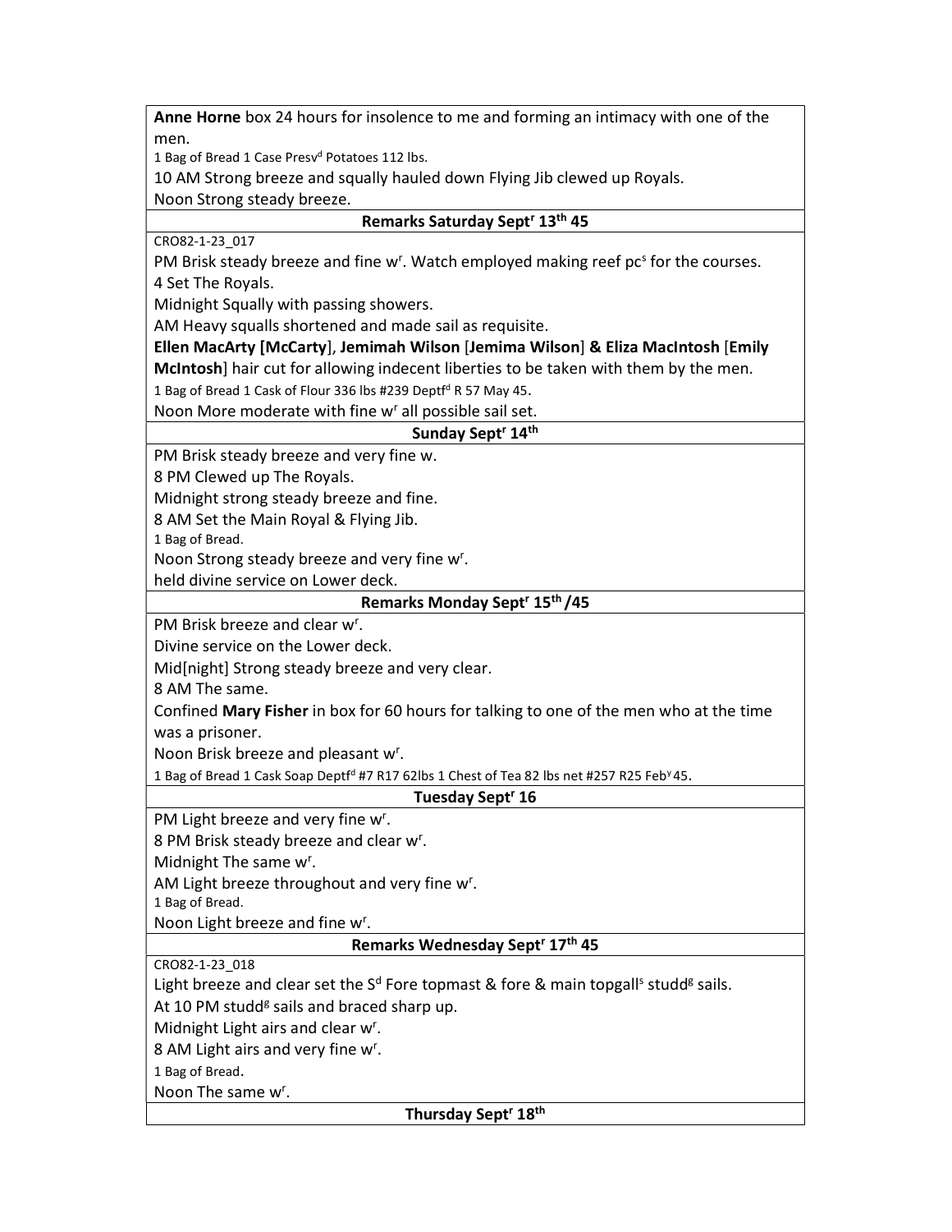**Anne Horne** box 24 hours for insolence to me and forming an intimacy with one of the men.

1 Bag of Bread 1 Case Presv[d] Potatoes 112 lbs.

10 AM Strong breeze and squally hauled down Flying Jib clewed up Royals.

Noon Strong steady breeze.

**Remarks Saturday Sept[r] 13[th] 45**

CRO82-1-23_017

PM Brisk steady breeze and fine w[r]. Watch employed making reef pc[s] for the courses.

4 Set The Royals.

Midnight Squally with passing showers.

AM Heavy squalls shortened and made sail as requisite.

**Ellen MacArty [McCarty]**, **Jemimah Wilson** [**Jemima Wilson**] **& Eliza MacIntosh** [**Emily McIntosh**] hair cut for allowing indecent liberties to be taken with them by the men.

1 Bag of Bread 1 Cask of Flour 336 lbs #239 Deptf[d] R 57 May 45.

Noon More moderate with fine w[r] all possible sail set.

**Sunday Sept[r] 14[th]**

PM Brisk steady breeze and very fine w.

8 PM Clewed up The Royals.

Midnight strong steady breeze and fine.

8 AM Set the Main Royal & Flying Jib.

1 Bag of Bread.

Noon Strong steady breeze and very fine w[r].

held divine service on Lower deck.

**Remarks Monday Sept[r] 15[th] /45**

PM Brisk breeze and clear w[r].

Divine service on the Lower deck.

Mid[night] Strong steady breeze and very clear.

8 AM The same.

Confined **Mary Fisher** in box for 60 hours for talking to one of the men who at the time was a prisoner.

Noon Brisk breeze and pleasant w[r].

1 Bag of Bread 1 Cask Soap Deptf[d] #7 R17 62lbs 1 Chest of Tea 82 lbs net #257 R25 Feb[y] 45.

**Tuesday Sept[r] 16**

PM Light breeze and very fine w[r].

8 PM Brisk steady breeze and clear w[r].

Midnight The same w[r].

AM Light breeze throughout and very fine w[r].

1 Bag of Bread.

Noon Light breeze and fine w[r].

**Remarks Wednesday Sept[r] 17[th] 45**

CRO82-1-23_018

Light breeze and clear set the S[d] Fore topmast & fore & main topgall[s] studd[g] sails.

At 10 PM studd[g] sails and braced sharp up.

Midnight Light airs and clear w[r].

8 AM Light airs and very fine w[r].

1 Bag of Bread.

Noon The same w[r].

**Thursday Sept[r] 18[th]**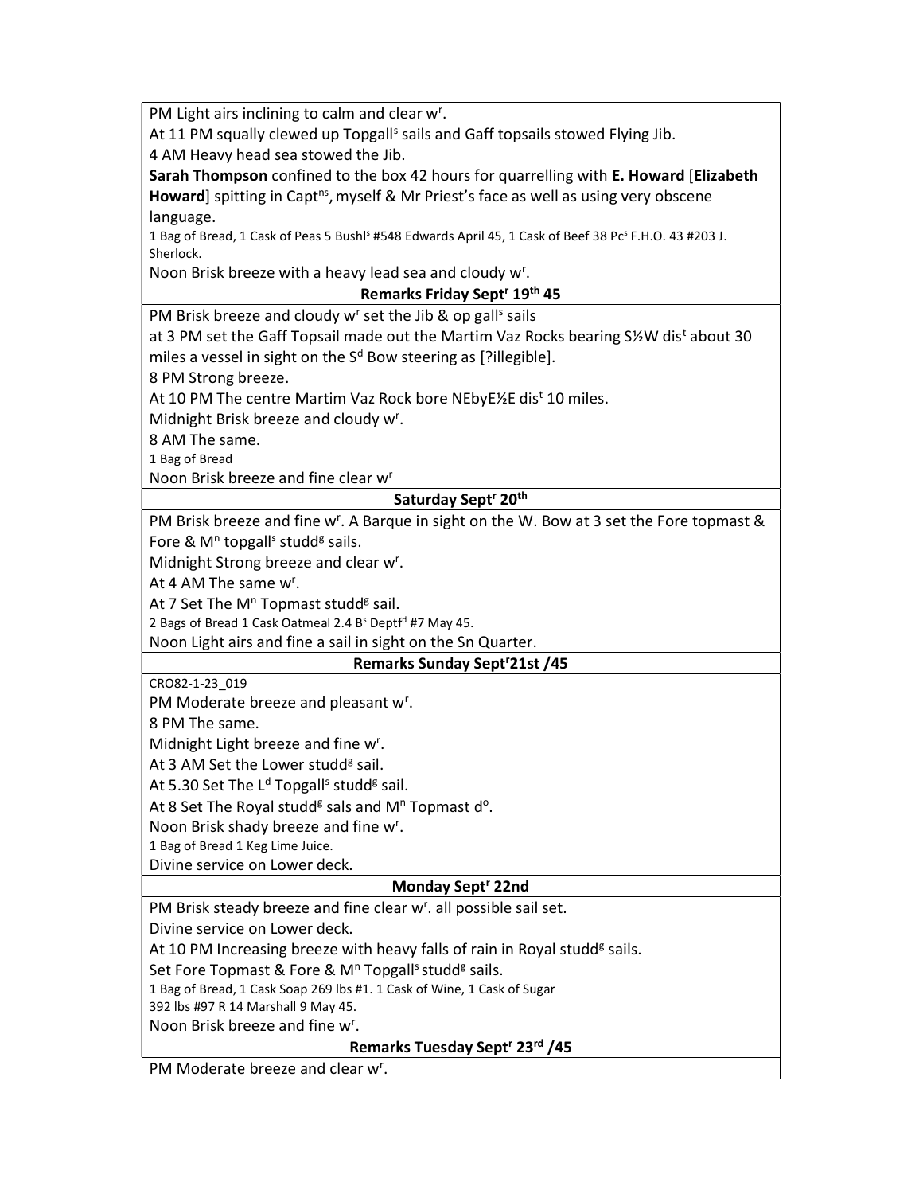PM Light airs inclining to calm and clear w$^{r}$.

At 11 PM squally clewed up Topgall$^{s}$ sails and Gaff topsails stowed Flying Jib.

4 AM Heavy head sea stowed the Jib.

**Sarah Thompson** confined to the box 42 hours for quarrelling with **E. Howard** [**Elizabeth Howard**] spitting in Capt$^{ns}$, myself & Mr Priest's face as well as using very obscene language.

1 Bag of Bread, 1 Cask of Peas 5 Bushl$^{s}$ #548 Edwards April 45, 1 Cask of Beef 38 Pc$^{s}$ F.H.O. 43 #203 J. Sherlock.

Noon Brisk breeze with a heavy lead sea and cloudy w$^{r}$.

**Remarks Friday Sept$^{r}$ 19$^{th}$ 45**

PM Brisk breeze and cloudy w$^{r}$ set the Jib & op gall$^{s}$ sails

at 3 PM set the Gaff Topsail made out the Martim Vaz Rocks bearing S½W dis$^{t}$ about 30 miles a vessel in sight on the S$^{d}$ Bow steering as [?illegible].

8 PM Strong breeze.

At 10 PM The centre Martim Vaz Rock bore NEbyE½E dis$^{t}$ 10 miles.

Midnight Brisk breeze and cloudy w$^{r}$.

8 AM The same.

1 Bag of Bread

Noon Brisk breeze and fine clear w$^{r}$

**Saturday Sept$^{r}$ 20$^{th}$**

PM Brisk breeze and fine w$^{r}$. A Barque in sight on the W. Bow at 3 set the Fore topmast & Fore & M$^{n}$ topgall$^{s}$ studd$^{g}$ sails.

Midnight Strong breeze and clear w$^{r}$.

At 4 AM The same w$^{r}$.

At 7 Set The M$^{n}$ Topmast studd$^{g}$ sail.

2 Bags of Bread 1 Cask Oatmeal 2.4 B$^{s}$ Deptf$^{d}$ #7 May 45.

Noon Light airs and fine a sail in sight on the S$^{n}$ Quarter.

**Remarks Sunday Sept$^{r}$21st /45**

CRO82-1-23_019

PM Moderate breeze and pleasant w$^{r}$.

8 PM The same.

Midnight Light breeze and fine w$^{r}$.

At 3 AM Set the Lower studd$^{g}$ sail.

At 5.30 Set The L$^{d}$ Topgall$^{s}$ studd$^{g}$ sail.

At 8 Set The Royal studd$^{g}$ sals and M$^{n}$ Topmast d$^{o}$.

Noon Brisk shady breeze and fine w$^{r}$.

1 Bag of Bread 1 Keg Lime Juice.

Divine service on Lower deck.

**Monday Sept$^{r}$ 22nd**

PM Brisk steady breeze and fine clear w$^{r}$. all possible sail set.

Divine service on Lower deck.

At 10 PM Increasing breeze with heavy falls of rain in Royal studd$^{g}$ sails.

Set Fore Topmast & Fore & M$^{n}$ Topgall$^{s}$ studd$^{g}$ sails.

1 Bag of Bread, 1 Cask Soap 269 lbs #1. 1 Cask of Wine, 1 Cask of Sugar 392 lbs #97 R 14 Marshall 9 May 45.

Noon Brisk breeze and fine w$^{r}$.

**Remarks Tuesday Sept$^{r}$ 23$^{rd}$ /45**

PM Moderate breeze and clear w$^{r}$.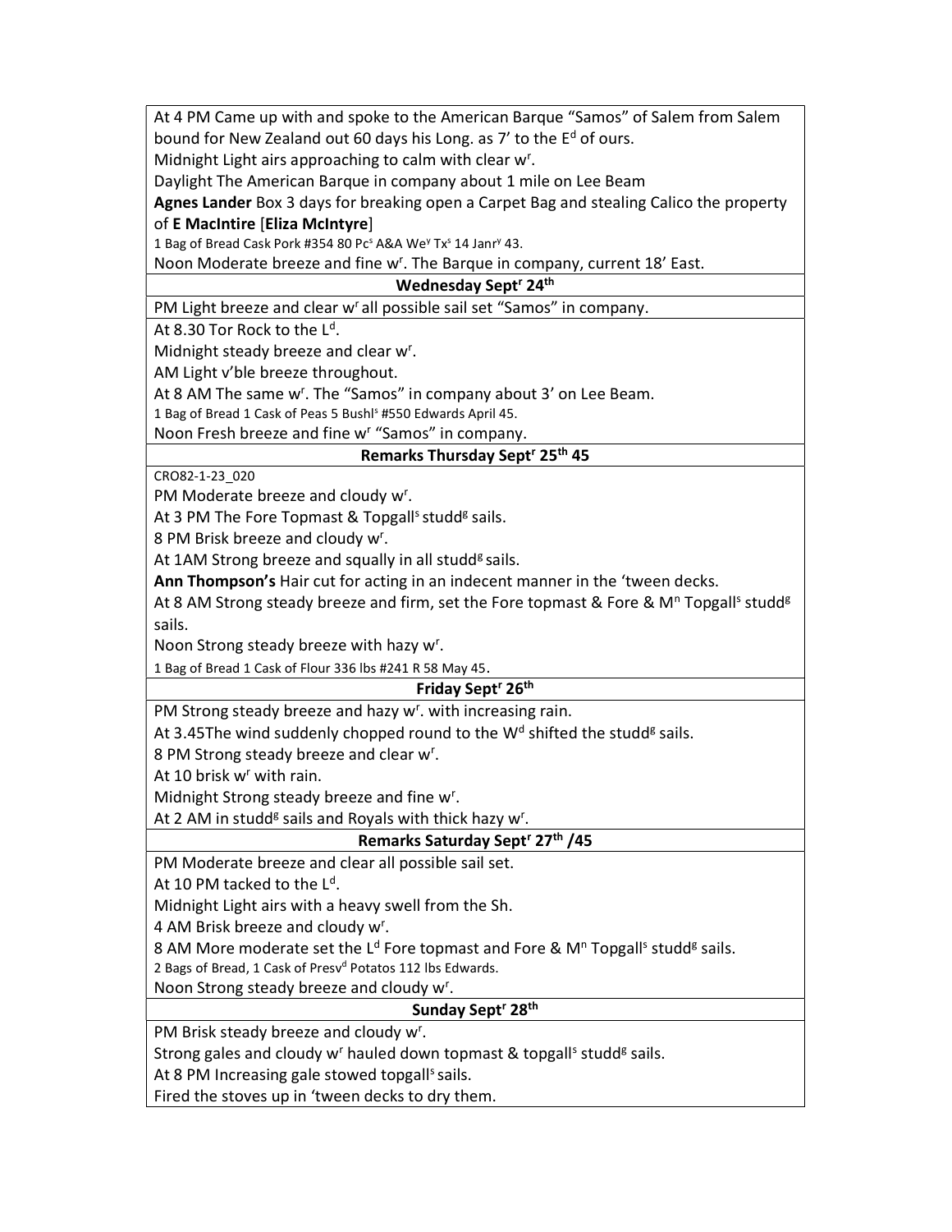At 4 PM Came up with and spoke to the American Barque "Samos" of Salem from Salem bound for New Zealand out 60 days his Long. as 7' to the E$^{d}$ of ours.

Midnight Light airs approaching to calm with clear w$^{r}$.

Daylight The American Barque in company about 1 mile on Lee Beam

**Agnes Lander** Box 3 days for breaking open a Carpet Bag and stealing Calico the property of **E MacIntire** [**Eliza McIntyre**]

1 Bag of Bread Cask Pork #354 80 Pc$^{s}$ A&A We$^{y}$ Tx$^{s}$ 14 Janr$^{y}$ 43.

Noon Moderate breeze and fine w$^{r}$. The Barque in company, current 18' East.

**Wednesday Sept$^{r}$ 24$^{th}$**

PM Light breeze and clear w$^{r}$ all possible sail set "Samos" in company.

At 8.30 Tor Rock to the L$^{d}$.

Midnight steady breeze and clear w$^{r}$.

AM Light v'ble breeze throughout.

At 8 AM The same w$^{r}$. The "Samos" in company about 3' on Lee Beam.

1 Bag of Bread 1 Cask of Peas 5 Bushl$^{s}$ #550 Edwards April 45.

Noon Fresh breeze and fine w$^{r}$ "Samos" in company.

**Remarks Thursday Sept$^{r}$ 25$^{th}$ 45**

CRO82-1-23_020

PM Moderate breeze and cloudy w$^{r}$.

At 3 PM The Fore Topmast & Topgall$^{s}$ studd$^{g}$ sails.

8 PM Brisk breeze and cloudy w$^{r}$.

At 1AM Strong breeze and squally in all studd$^{g}$ sails.

**Ann Thompson's** Hair cut for acting in an indecent manner in the 'tween decks.

At 8 AM Strong steady breeze and firm, set the Fore topmast & Fore & M$^{n}$ Topgall$^{s}$ studd$^{g}$ sails.

Noon Strong steady breeze with hazy w$^{r}$.

1 Bag of Bread 1 Cask of Flour 336 lbs #241 R 58 May 45.

**Friday Sept$^{r}$ 26$^{th}$**

PM Strong steady breeze and hazy w$^{r}$. with increasing rain.

At 3.45The wind suddenly chopped round to the W$^{d}$ shifted the studd$^{g}$ sails.

8 PM Strong steady breeze and clear w$^{r}$.

At 10 brisk w$^{r}$ with rain.

Midnight Strong steady breeze and fine w$^{r}$.

At 2 AM in studd$^{g}$ sails and Royals with thick hazy w$^{r}$.

**Remarks Saturday Sept$^{r}$ 27$^{th}$ /45**

PM Moderate breeze and clear all possible sail set.

At 10 PM tacked to the L$^{d}$.

Midnight Light airs with a heavy swell from the Sh.

4 AM Brisk breeze and cloudy w$^{r}$.

8 AM More moderate set the L$^{d}$ Fore topmast and Fore & M$^{n}$ Topgall$^{s}$ studd$^{g}$ sails.

2 Bags of Bread, 1 Cask of Presv$^{d}$ Potatos 112 lbs Edwards.

Noon Strong steady breeze and cloudy w$^{r}$.

**Sunday Sept$^{r}$ 28$^{th}$**

PM Brisk steady breeze and cloudy w$^{r}$.

Strong gales and cloudy w$^{r}$ hauled down topmast & topgall$^{s}$ studd$^{g}$ sails.

At 8 PM Increasing gale stowed topgall$^{s}$ sails.

Fired the stoves up in 'tween decks to dry them.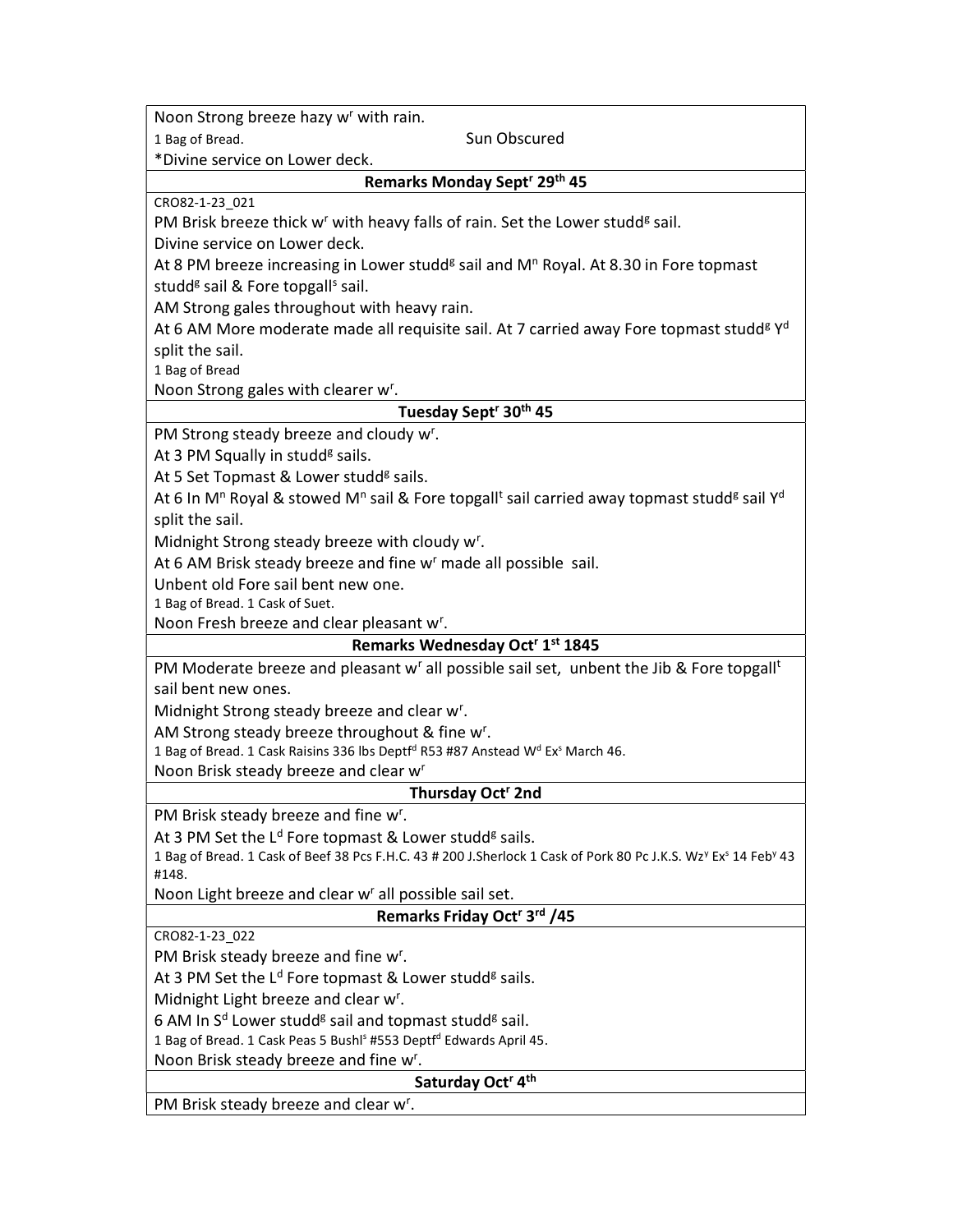Noon Strong breeze hazy w[r] with rain.

1 Bag of Bread. Sun Obscured

*Divine service on Lower deck.

**Remarks Monday Sept[r] 29[th] 45**

CRO82-1-23_021

PM Brisk breeze thick w[r] with heavy falls of rain. Set the Lower studd[g] sail.

Divine service on Lower deck.

At 8 PM breeze increasing in Lower studd[g] sail and M[n] Royal. At 8.30 in Fore topmast studd[g] sail & Fore topgall[s] sail.

AM Strong gales throughout with heavy rain.

At 6 AM More moderate made all requisite sail. At 7 carried away Fore topmast studd[g] Y[d] split the sail.

1 Bag of Bread

Noon Strong gales with clearer w[r].

**Tuesday Sept[r] 30[th] 45**

PM Strong steady breeze and cloudy w[r].

At 3 PM Squally in studd[g] sails.

At 5 Set Topmast & Lower studd[g] sails.

At 6 In M[n] Royal & stowed M[n] sail & Fore topgall[t] sail carried away topmast studd[g] sail Y[d] split the sail.

Midnight Strong steady breeze with cloudy w[r].

At 6 AM Brisk steady breeze and fine w[r] made all possible sail.

Unbent old Fore sail bent new one.

1 Bag of Bread. 1 Cask of Suet.

Noon Fresh breeze and clear pleasant w[r].

**Remarks Wednesday Oct[r] 1[st] 1845**

PM Moderate breeze and pleasant w[r] all possible sail set, unbent the Jib & Fore topgall[t] sail bent new ones.

Midnight Strong steady breeze and clear w[r].

AM Strong steady breeze throughout & fine w[r].

1 Bag of Bread. 1 Cask Raisins 336 lbs Deptf[d] R53 #87 Anstead W[d] Ex[s] March 46.

Noon Brisk steady breeze and clear w[r]

**Thursday Oct[r] 2nd**

PM Brisk steady breeze and fine w[r].

At 3 PM Set the L[d] Fore topmast & Lower studd[g] sails.

1 Bag of Bread. 1 Cask of Beef 38 Pcs F.H.C. 43 # 200 J.Sherlock 1 Cask of Pork 80 Pc J.K.S. Wz[y] Ex[s] 14 Feb[y] 43 #148.

Noon Light breeze and clear w[r] all possible sail set.

**Remarks Friday Oct[r] 3[rd] /45**

CRO82-1-23_022

PM Brisk steady breeze and fine w[r].

At 3 PM Set the L[d] Fore topmast & Lower studd[g] sails.

Midnight Light breeze and clear w[r].

6 AM In S[d] Lower studd[g] sail and topmast studd[g] sail.

1 Bag of Bread. 1 Cask Peas 5 Bushl[s] #553 Deptf[d] Edwards April 45.

Noon Brisk steady breeze and fine w[r].

**Saturday Oct[r] 4[th]**

PM Brisk steady breeze and clear w[r].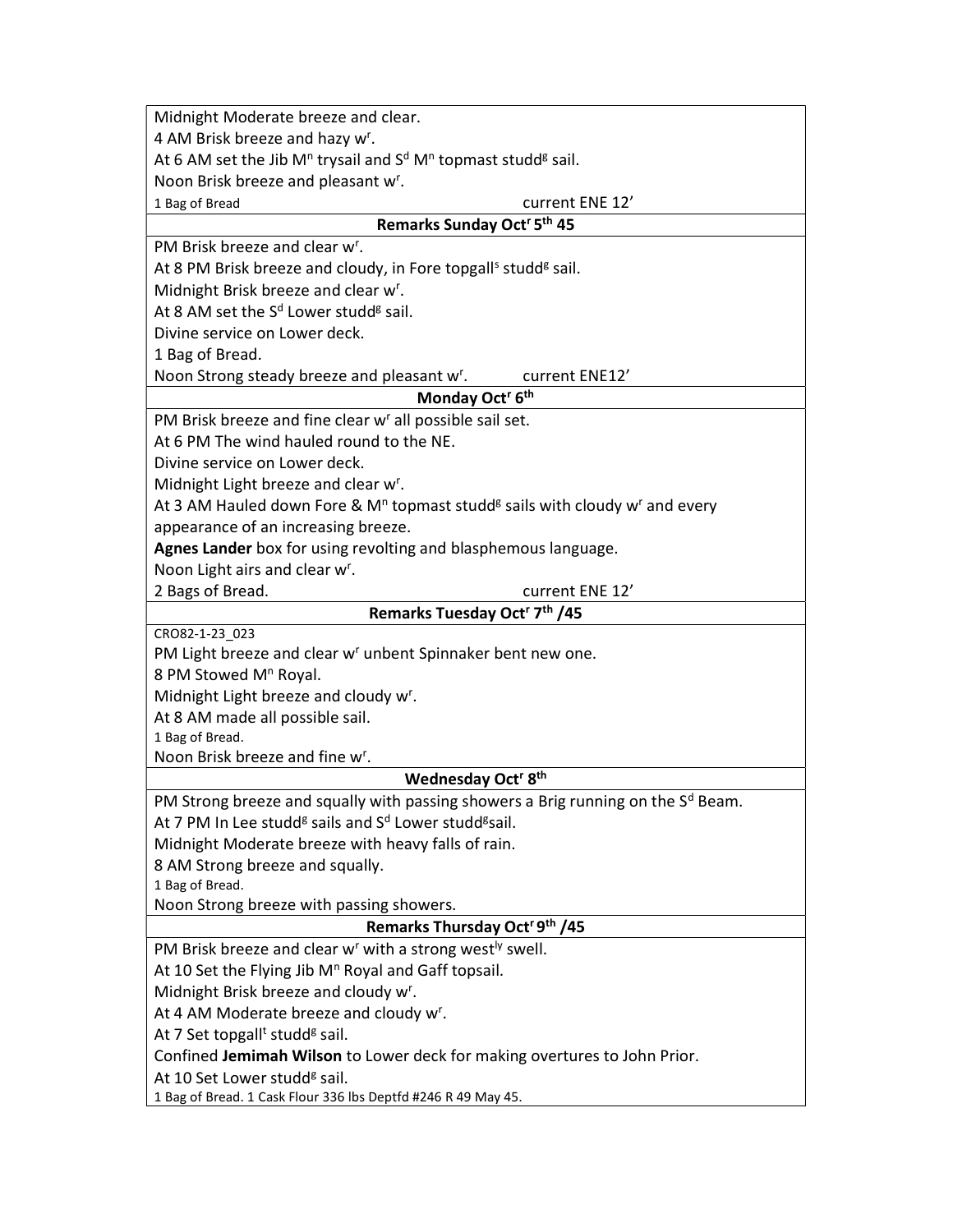| Midnight Moderate breeze and clear. |
| --- |
| 4 AM Brisk breeze and hazy w$^{r}$. |
| At 6 AM set the Jib M$^{n}$ trysail and S$^{d}$ M$^{n}$ topmast studd$^{g}$ sail. |
| Noon Brisk breeze and pleasant w$^{r}$. |
| 1 Bag of Bread current ENE 12' |
| **Remarks Sunday Oct$^{r}$ 5$^{th}$ 45** |
| PM Brisk breeze and clear w$^{r}$. |
| At 8 PM Brisk breeze and cloudy, in Fore topgall$^{s}$ studd$^{g}$ sail. |
| Midnight Brisk breeze and clear w$^{r}$. |
| At 8 AM set the S$^{d}$ Lower studd$^{g}$ sail. |
| Divine service on Lower deck. |
| 1 Bag of Bread. |
| Noon Strong steady breeze and pleasant w$^{r}$. current ENE12' |
| **Monday Oct$^{r}$ 6$^{th}$** |
| PM Brisk breeze and fine clear w$^{r}$ all possible sail set. |
| At 6 PM The wind hauled round to the NE. |
| Divine service on Lower deck. |
| Midnight Light breeze and clear w$^{r}$. |
| At 3 AM Hauled down Fore & M$^{n}$ topmast studd$^{g}$ sails with cloudy w$^{r}$ and every appearance of an increasing breeze. |
| **Agnes Lander** box for using revolting and blasphemous language. |
| Noon Light airs and clear w$^{r}$. |
| 2 Bags of Bread. current ENE 12' |
| **Remarks Tuesday Oct$^{r}$ 7$^{th}$ /45** |
| CRO82-1-23_023 |
| PM Light breeze and clear w$^{r}$ unbent Spinnaker bent new one. |
| 8 PM Stowed M$^{n}$ Royal. |
| Midnight Light breeze and cloudy w$^{r}$. |
| At 8 AM made all possible sail. |
| 1 Bag of Bread. |
| Noon Brisk breeze and fine w$^{r}$. |
| **Wednesday Oct$^{r}$ 8$^{th}$** |
| PM Strong breeze and squally with passing showers a Brig running on the S$^{d}$ Beam. |
| At 7 PM In Lee studd$^{g}$ sails and S$^{d}$ Lower studd$^{g}$sail. |
| Midnight Moderate breeze with heavy falls of rain. |
| 8 AM Strong breeze and squally. |
| 1 Bag of Bread. |
| Noon Strong breeze with passing showers. |
| **Remarks Thursday Oct$^{r}$ 9$^{th}$ /45** |
| PM Brisk breeze and clear w$^{r}$ with a strong west$^{ly}$ swell. |
| At 10 Set the Flying Jib M$^{n}$ Royal and Gaff topsail. |
| Midnight Brisk breeze and cloudy w$^{r}$. |
| At 4 AM Moderate breeze and cloudy w$^{r}$. |
| At 7 Set topgall$^{t}$ studd$^{g}$ sail. |
| Confined **Jemimah Wilson** to Lower deck for making overtures to John Prior. |
| At 10 Set Lower studd$^{g}$ sail. |
| 1 Bag of Bread. 1 Cask Flour 336 lbs Deptfd #246 R 49 May 45. |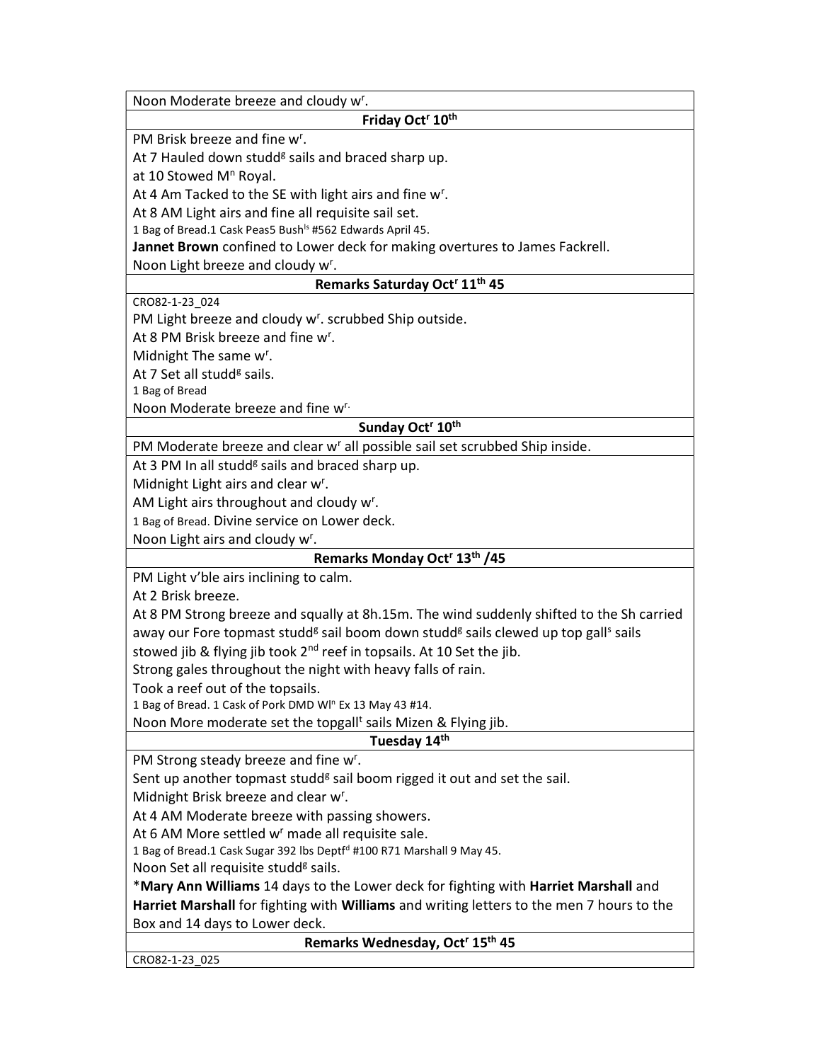| Noon Moderate breeze and cloudy w[r]. |
|---|
| **Friday Oct[r] 10[th]** |
| PM Brisk breeze and fine w[r].<br>At 7 Hauled down studd[g] sails and braced sharp up.<br>at 10 Stowed M[n] Royal.<br>At 4 Am Tacked to the SE with light airs and fine w[r].<br>At 8 AM Light airs and fine all requisite sail set.<br>1 Bag of Bread.1 Cask Peas5 Bush[ls] #562 Edwards April 45.<br>**Jannet Brown** confined to Lower deck for making overtures to James Fackrell.<br>Noon Light breeze and cloudy w[r]. |
| **Remarks Saturday Oct[r] 11[th] 45** |
| CRO82-1-23_024<br>PM Light breeze and cloudy w[r]. scrubbed Ship outside.<br>At 8 PM Brisk breeze and fine w[r].<br>Midnight The same w[r].<br>At 7 Set all studd[g] sails.<br>1 Bag of Bread<br>Noon Moderate breeze and fine w[r]. |
| **Sunday Oct[r] 10[th]** |
| PM Moderate breeze and clear w[r] all possible sail set scrubbed Ship inside. |
| At 3 PM In all studd[g] sails and braced sharp up.<br>Midnight Light airs and clear w[r].<br>AM Light airs throughout and cloudy w[r].<br>1 Bag of Bread. Divine service on Lower deck.<br>Noon Light airs and cloudy w[r]. |
| **Remarks Monday Oct[r] 13[th] /45** |
| PM Light v'ble airs inclining to calm.<br>At 2 Brisk breeze.<br>At 8 PM Strong breeze and squally at 8h.15m. The wind suddenly shifted to the Sh carried away our Fore topmast studd[g] sail boom down studd[g] sails clewed up top gall[s] sails stowed jib & flying jib took 2[nd] reef in topsails. At 10 Set the jib.<br>Strong gales throughout the night with heavy falls of rain.<br>Took a reef out of the topsails.<br>1 Bag of Bread. 1 Cask of Pork DMD Wl[n] Ex 13 May 43 #14.<br>Noon More moderate set the topgall[t] sails Mizen & Flying jib. |
| **Tuesday 14[th]** |
| PM Strong steady breeze and fine w[r].<br>Sent up another topmast studd[g] sail boom rigged it out and set the sail.<br>Midnight Brisk breeze and clear w[r].<br>At 4 AM Moderate breeze with passing showers.<br>At 6 AM More settled w[r] made all requisite sale.<br>1 Bag of Bread.1 Cask Sugar 392 lbs Deptf[d] #100 R71 Marshall 9 May 45.<br>Noon Set all requisite studd[g] sails.<br>***Mary Ann Williams** 14 days to the Lower deck for fighting with **Harriet Marshall** and **Harriet Marshall** for fighting with **Williams** and writing letters to the men 7 hours to the Box and 14 days to Lower deck. |
| **Remarks Wednesday, Oct[r] 15[th] 45** |
| CRO82-1-23_025 |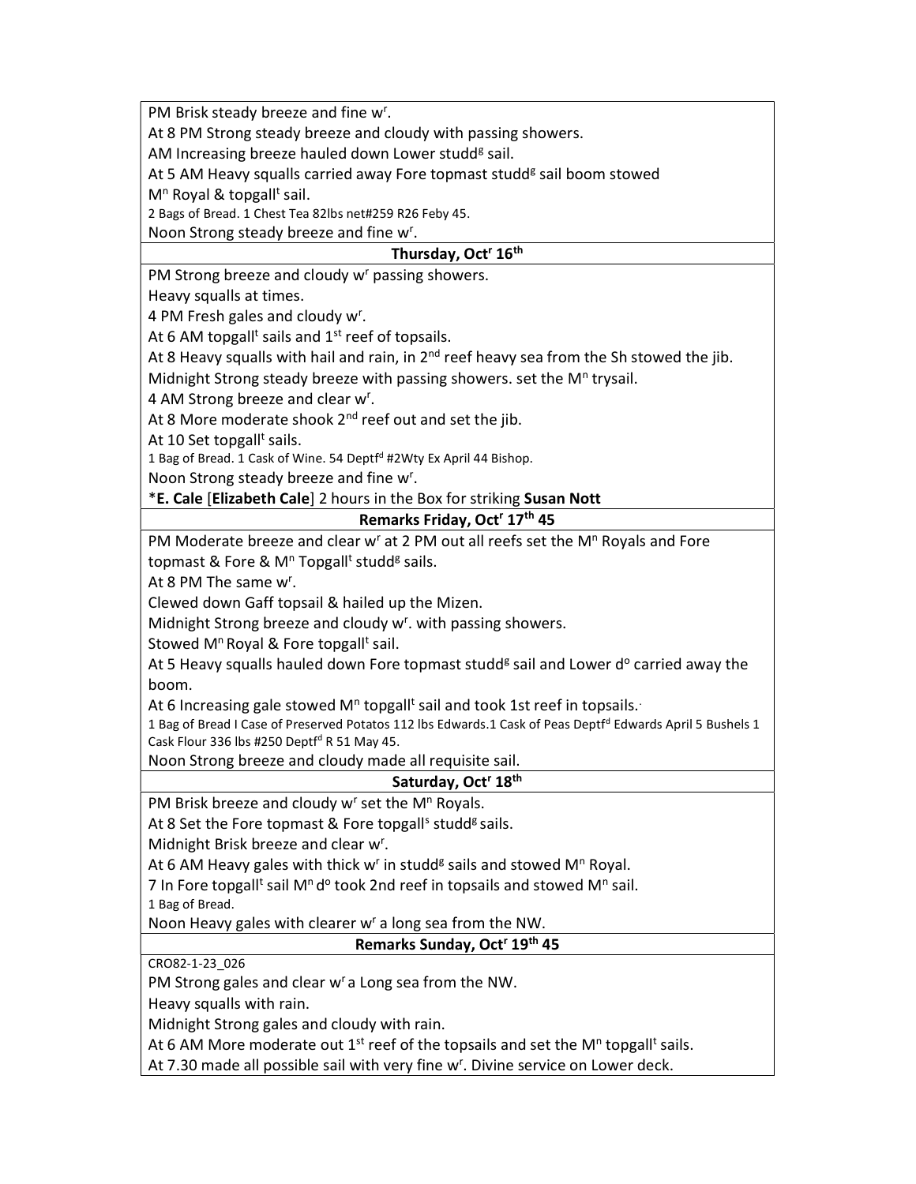PM Brisk steady breeze and fine w$^{r}$.

At 8 PM Strong steady breeze and cloudy with passing showers.

AM Increasing breeze hauled down Lower studd$^{g}$ sail.

At 5 AM Heavy squalls carried away Fore topmast studd$^{g}$ sail boom stowed M$^{n}$ Royal & topgall$^{t}$ sail.

2 Bags of Bread. 1 Chest Tea 82lbs net#259 R26 Feby 45.

Noon Strong steady breeze and fine w$^{r}$.

**Thursday, Oct$^{r}$ 16$^{th}$**

PM Strong breeze and cloudy w$^{r}$ passing showers.

Heavy squalls at times.

4 PM Fresh gales and cloudy w$^{r}$.

At 6 AM topgall$^{t}$ sails and 1$^{st}$ reef of topsails.

At 8 Heavy squalls with hail and rain, in 2$^{nd}$ reef heavy sea from the Sh stowed the jib.

Midnight Strong steady breeze with passing showers. set the M$^{n}$ trysail.

4 AM Strong breeze and clear w$^{r}$.

At 8 More moderate shook 2$^{nd}$ reef out and set the jib.

At 10 Set topgall$^{t}$ sails.

1 Bag of Bread. 1 Cask of Wine. 54 Deptf$^{d}$ #2Wty Ex April 44 Bishop.

Noon Strong steady breeze and fine w$^{r}$.

***E. Cale** [**Elizabeth Cale**] 2 hours in the Box for striking **Susan Nott**

**Remarks Friday, Oct$^{r}$ 17$^{th}$ 45**

PM Moderate breeze and clear w$^{r}$ at 2 PM out all reefs set the M$^{n}$ Royals and Fore topmast & Fore & M$^{n}$ Topgall$^{t}$ studd$^{g}$ sails.

At 8 PM The same w$^{r}$.

Clewed down Gaff topsail & hailed up the Mizen.

Midnight Strong breeze and cloudy w$^{r}$. with passing showers.

Stowed M$^{n}$ Royal & Fore topgall$^{t}$ sail.

At 5 Heavy squalls hauled down Fore topmast studd$^{g}$ sail and Lower d$^{o}$ carried away the boom.

At 6 Increasing gale stowed M$^{n}$ topgall$^{t}$ sail and took 1st reef in topsails.

1 Bag of Bread I Case of Preserved Potatos 112 lbs Edwards.1 Cask of Peas Deptf$^{d}$ Edwards April 5 Bushels 1 Cask Flour 336 lbs #250 Deptf$^{d}$ R 51 May 45.

Noon Strong breeze and cloudy made all requisite sail.

**Saturday, Oct$^{r}$ 18$^{th}$**

PM Brisk breeze and cloudy w$^{r}$ set the M$^{n}$ Royals.

At 8 Set the Fore topmast & Fore topgall$^{s}$ studd$^{g}$ sails.

Midnight Brisk breeze and clear w$^{r}$.

At 6 AM Heavy gales with thick w$^{r}$ in studd$^{g}$ sails and stowed M$^{n}$ Royal.

7 In Fore topgall$^{t}$ sail M$^{n}$ d$^{o}$ took 2nd reef in topsails and stowed M$^{n}$ sail.

1 Bag of Bread.

Noon Heavy gales with clearer w$^{r}$ a long sea from the NW.

**Remarks Sunday, Oct$^{r}$ 19$^{th}$ 45**

CRO82-1-23_026

PM Strong gales and clear w$^{r}$ a Long sea from the NW.

Heavy squalls with rain.

Midnight Strong gales and cloudy with rain.

At 6 AM More moderate out 1$^{st}$ reef of the topsails and set the M$^{n}$ topgall$^{t}$ sails.

At 7.30 made all possible sail with very fine w$^{r}$. Divine service on Lower deck.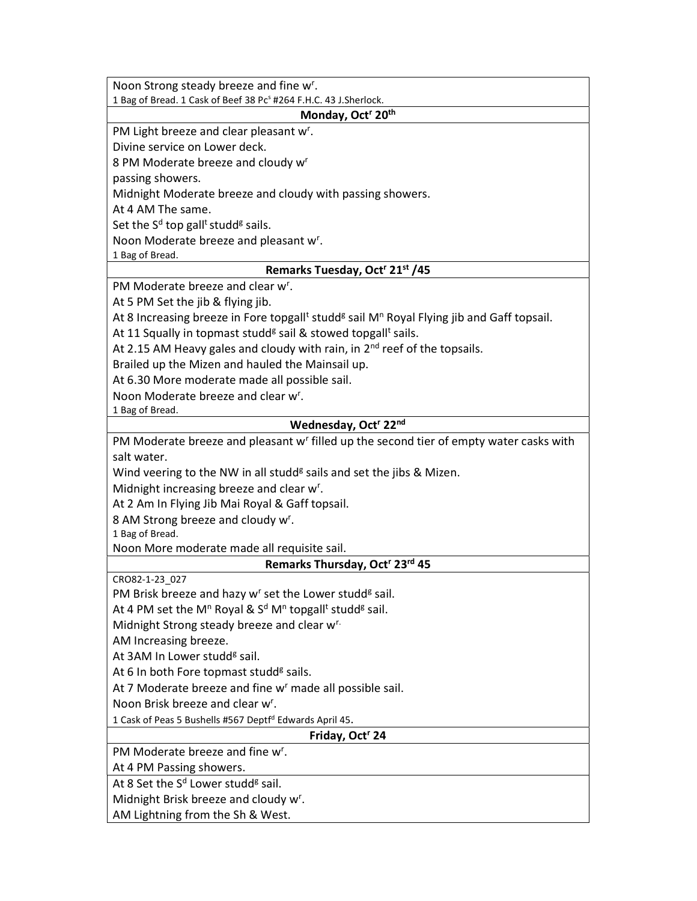Noon Strong steady breeze and fine w$^{r}$.

1 Bag of Bread. 1 Cask of Beef 38 Pc$^{s}$ #264 F.H.C. 43 J.Sherlock.

**Monday, Oct$^{r}$ 20$^{th}$**

PM Light breeze and clear pleasant w$^{r}$.

Divine service on Lower deck.

8 PM Moderate breeze and cloudy w$^{r}$

passing showers.

Midnight Moderate breeze and cloudy with passing showers.

At 4 AM The same.

Set the S$^{d}$ top gall$^{t}$ studd$^{g}$ sails.

Noon Moderate breeze and pleasant w$^{r}$.

1 Bag of Bread.

**Remarks Tuesday, Oct$^{r}$ 21$^{st}$ /45**

PM Moderate breeze and clear w$^{r}$.

At 5 PM Set the jib & flying jib.

At 8 Increasing breeze in Fore topgall$^{t}$ studd$^{g}$ sail M$^{n}$ Royal Flying jib and Gaff topsail.

At 11 Squally in topmast studd$^{g}$ sail & stowed topgall$^{t}$ sails.

At 2.15 AM Heavy gales and cloudy with rain, in 2$^{nd}$ reef of the topsails.

Brailed up the Mizen and hauled the Mainsail up.

At 6.30 More moderate made all possible sail.

Noon Moderate breeze and clear w$^{r}$.

1 Bag of Bread.

**Wednesday, Oct$^{r}$ 22$^{nd}$**

PM Moderate breeze and pleasant w$^{r}$ filled up the second tier of empty water casks with salt water.

Wind veering to the NW in all studd$^{g}$ sails and set the jibs & Mizen.

Midnight increasing breeze and clear w$^{r}$.

At 2 Am In Flying Jib Mai Royal & Gaff topsail.

8 AM Strong breeze and cloudy w$^{r}$.

1 Bag of Bread.

Noon More moderate made all requisite sail.

**Remarks Thursday, Oct$^{r}$ 23$^{rd}$ 45**

CRO82-1-23_027

PM Brisk breeze and hazy w$^{r}$ set the Lower studd$^{g}$ sail.

At 4 PM set the M$^{n}$ Royal & S$^{d}$ M$^{n}$ topgall$^{t}$ studd$^{g}$ sail.

Midnight Strong steady breeze and clear w$^{r.}$

AM Increasing breeze.

At 3AM In Lower studd$^{g}$ sail.

At 6 In both Fore topmast studd$^{g}$ sails.

At 7 Moderate breeze and fine w$^{r}$ made all possible sail.

Noon Brisk breeze and clear w$^{r}$.

1 Cask of Peas 5 Bushells #567 Deptf$^{d}$ Edwards April 45.

**Friday, Oct$^{r}$ 24**

PM Moderate breeze and fine w$^{r}$.

At 4 PM Passing showers.

At 8 Set the S$^{d}$ Lower studd$^{g}$ sail.

Midnight Brisk breeze and cloudy w$^{r}$.

AM Lightning from the Sh & West.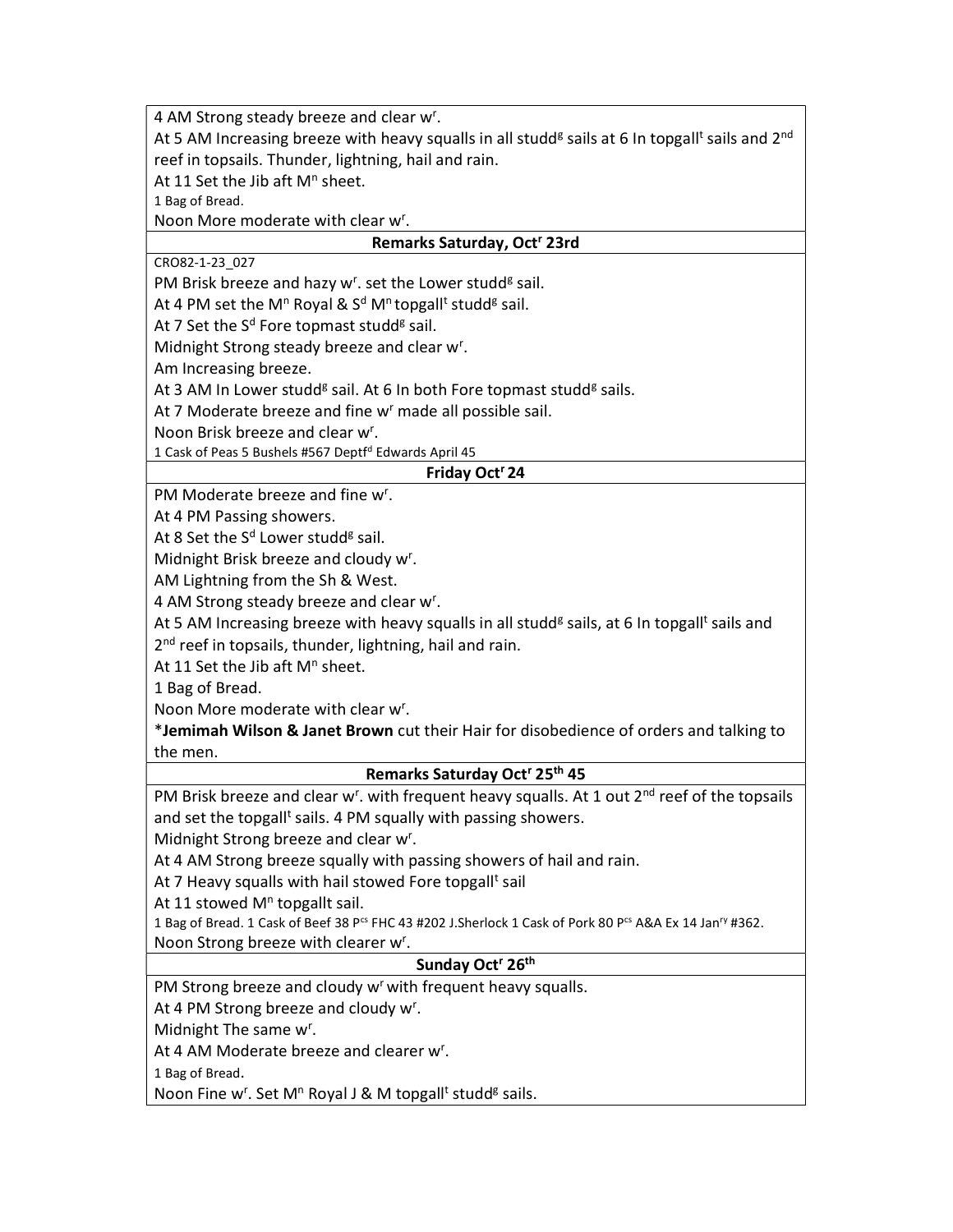4 AM Strong steady breeze and clear w[r].
At 5 AM Increasing breeze with heavy squalls in all studd[g] sails at 6 In topgall[t] sails and 2[nd] reef in topsails. Thunder, lightning, hail and rain.
At 11 Set the Jib aft M[n] sheet.
1 Bag of Bread.
Noon More moderate with clear w[r].

**Remarks Saturday, Oct[r] 23rd**

CRO82-1-23_027
PM Brisk breeze and hazy w[r]. set the Lower studd[g] sail.
At 4 PM set the M[n] Royal & S[d] M[n] topgall[t] studd[g] sail.
At 7 Set the S[d] Fore topmast studd[g] sail.
Midnight Strong steady breeze and clear w[r].
Am Increasing breeze.
At 3 AM In Lower studd[g] sail. At 6 In both Fore topmast studd[g] sails.
At 7 Moderate breeze and fine w[r] made all possible sail.
Noon Brisk breeze and clear w[r].
1 Cask of Peas 5 Bushels #567 Deptf[d] Edwards April 45

**Friday Oct[r] 24**

PM Moderate breeze and fine w[r].
At 4 PM Passing showers.
At 8 Set the S[d] Lower studd[g] sail.
Midnight Brisk breeze and cloudy w[r].
AM Lightning from the Sh & West.
4 AM Strong steady breeze and clear w[r].
At 5 AM Increasing breeze with heavy squalls in all studd[g] sails, at 6 In topgall[t] sails and 2[nd] reef in topsails, thunder, lightning, hail and rain.
At 11 Set the Jib aft M[n] sheet.
1 Bag of Bread.
Noon More moderate with clear w[r].
*__Jemimah Wilson & Janet Brown__ cut their Hair for disobedience of orders and talking to the men.

**Remarks Saturday Oct[r] 25[th] 45**

PM Brisk breeze and clear w[r]. with frequent heavy squalls. At 1 out 2[nd] reef of the topsails and set the topgall[t] sails. 4 PM squally with passing showers.
Midnight Strong breeze and clear w[r].
At 4 AM Strong breeze squally with passing showers of hail and rain.
At 7 Heavy squalls with hail stowed Fore topgall[t] sail
At 11 stowed M[n] topgallt sail.
1 Bag of Bread. 1 Cask of Beef 38 P[cs] FHC 43 #202 J.Sherlock 1 Cask of Pork 80 P[cs] A&A Ex 14 Jan[ry] #362.
Noon Strong breeze with clearer w[r].

**Sunday Oct[r] 26[th]**

PM Strong breeze and cloudy w[r] with frequent heavy squalls.
At 4 PM Strong breeze and cloudy w[r].
Midnight The same w[r].
At 4 AM Moderate breeze and clearer w[r].
1 Bag of Bread.
Noon Fine w[r]. Set M[n] Royal J & M topgall[t] studd[g] sails.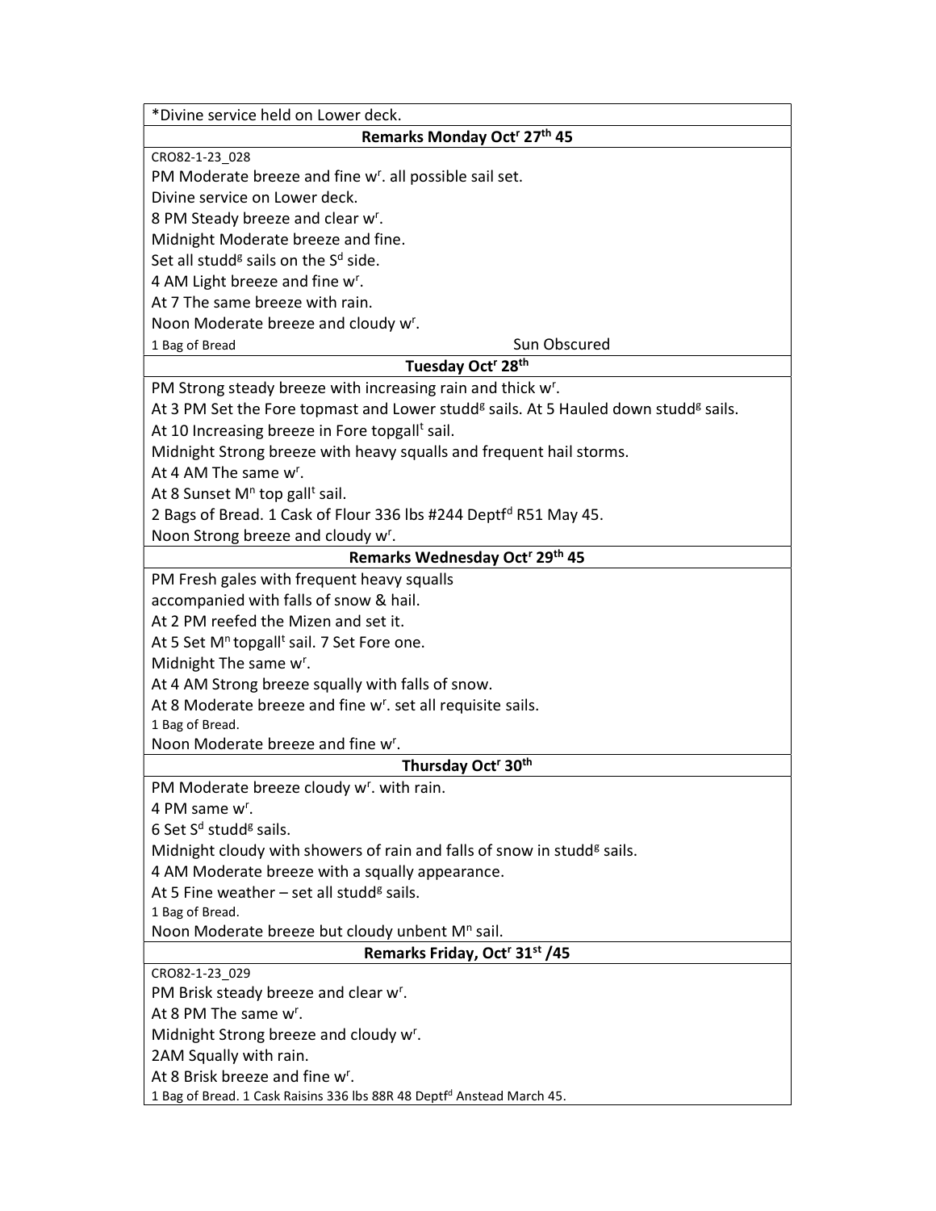*Divine service held on Lower deck.

**Remarks Monday Oct$^{r}$ 27$^{th}$ 45**

CRO82-1-23_028

PM Moderate breeze and fine w$^{r}$. all possible sail set.

Divine service on Lower deck.

8 PM Steady breeze and clear w$^{r}$.

Midnight Moderate breeze and fine.

Set all studd$^{g}$ sails on the S$^{d}$ side.

4 AM Light breeze and fine w$^{r}$.

At 7 The same breeze with rain.

Noon Moderate breeze and cloudy w$^{r}$.

1 Bag of Bread Sun Obscured

**Tuesday Oct$^{r}$ 28$^{th}$**

PM Strong steady breeze with increasing rain and thick w$^{r}$.

At 3 PM Set the Fore topmast and Lower studd$^{g}$ sails. At 5 Hauled down studd$^{g}$ sails.

At 10 Increasing breeze in Fore topgall$^{t}$ sail.

Midnight Strong breeze with heavy squalls and frequent hail storms.

At 4 AM The same w$^{r}$.

At 8 Sunset M$^{n}$ top gall$^{t}$ sail.

2 Bags of Bread. 1 Cask of Flour 336 lbs #244 Deptf$^{d}$ R51 May 45.

Noon Strong breeze and cloudy w$^{r}$.

**Remarks Wednesday Oct$^{r}$ 29$^{th}$ 45**

PM Fresh gales with frequent heavy squalls
accompanied with falls of snow & hail.

At 2 PM reefed the Mizen and set it.

At 5 Set M$^{n}$ topgall$^{t}$ sail. 7 Set Fore one.

Midnight The same w$^{r}$.

At 4 AM Strong breeze squally with falls of snow.

At 8 Moderate breeze and fine w$^{r}$. set all requisite sails.

1 Bag of Bread.

Noon Moderate breeze and fine w$^{r}$.

**Thursday Oct$^{r}$ 30$^{th}$**

PM Moderate breeze cloudy w$^{r}$. with rain.

4 PM same w$^{r}$.

6 Set S$^{d}$ studd$^{g}$ sails.

Midnight cloudy with showers of rain and falls of snow in studd$^{g}$ sails.

4 AM Moderate breeze with a squally appearance.

At 5 Fine weather – set all studd$^{g}$ sails.

1 Bag of Bread.

Noon Moderate breeze but cloudy unbent M$^{n}$ sail.

**Remarks Friday, Oct$^{r}$ 31$^{st}$ /45**

CRO82-1-23_029

PM Brisk steady breeze and clear w$^{r}$.

At 8 PM The same w$^{r}$.

Midnight Strong breeze and cloudy w$^{r}$.

2AM Squally with rain.

At 8 Brisk breeze and fine w$^{r}$.

1 Bag of Bread. 1 Cask Raisins 336 lbs 88R 48 Deptf$^{d}$ Anstead March 45.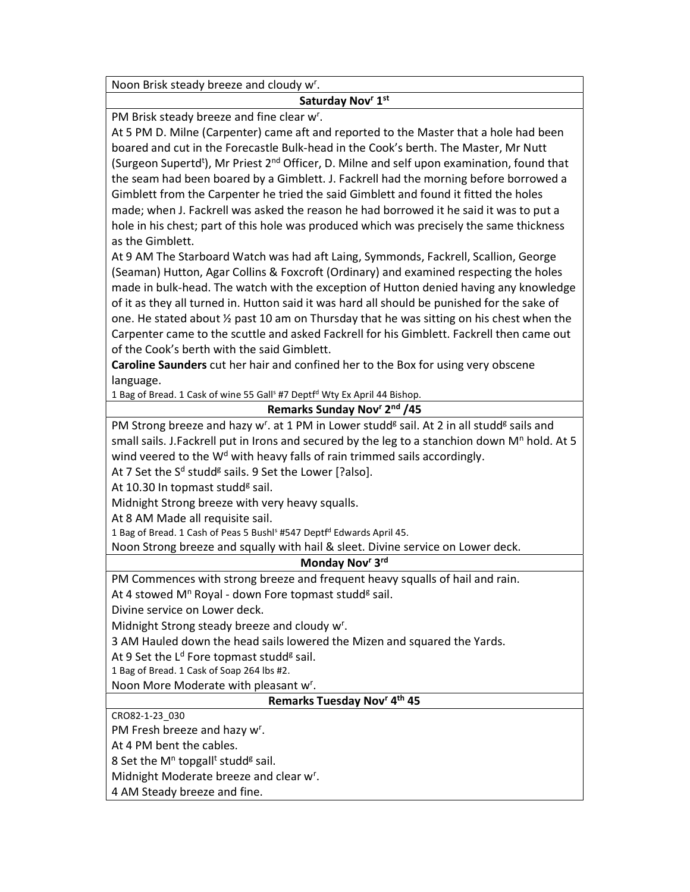Noon Brisk steady breeze and cloudy w$^{r}$.

**Saturday Nov$^{r}$ 1$^{st}$**

PM Brisk steady breeze and fine clear w$^{r}$.

At 5 PM D. Milne (Carpenter) came aft and reported to the Master that a hole had been boared and cut in the Forecastle Bulk-head in the Cook's berth. The Master, Mr Nutt (Surgeon Supertd$^{t}$), Mr Priest 2$^{nd}$ Officer, D. Milne and self upon examination, found that the seam had been boared by a Gimblett. J. Fackrell had the morning before borrowed a Gimblett from the Carpenter he tried the said Gimblett and found it fitted the holes made; when J. Fackrell was asked the reason he had borrowed it he said it was to put a hole in his chest; part of this hole was produced which was precisely the same thickness as the Gimblett.

At 9 AM The Starboard Watch was had aft Laing, Symmonds, Fackrell, Scallion, George (Seaman) Hutton, Agar Collins & Foxcroft (Ordinary) and examined respecting the holes made in bulk-head. The watch with the exception of Hutton denied having any knowledge of it as they all turned in. Hutton said it was hard all should be punished for the sake of one. He stated about ½ past 10 am on Thursday that he was sitting on his chest when the Carpenter came to the scuttle and asked Fackrell for his Gimblett. Fackrell then came out of the Cook's berth with the said Gimblett.

**Caroline Saunders** cut her hair and confined her to the Box for using very obscene language.

1 Bag of Bread. 1 Cask of wine 55 Gall$^{s}$ #7 Deptf$^{d}$ Wty Ex April 44 Bishop.

**Remarks Sunday Nov$^{r}$ 2$^{nd}$ /45**

PM Strong breeze and hazy w$^{r}$. at 1 PM in Lower studd$^{g}$ sail. At 2 in all studd$^{g}$ sails and small sails. J.Fackrell put in Irons and secured by the leg to a stanchion down M$^{n}$ hold. At 5 wind veered to the W$^{d}$ with heavy falls of rain trimmed sails accordingly.

At 7 Set the S$^{d}$ studd$^{g}$ sails. 9 Set the Lower [?also].

At 10.30 In topmast studd$^{g}$ sail.

Midnight Strong breeze with very heavy squalls.

At 8 AM Made all requisite sail.

1 Bag of Bread. 1 Cash of Peas 5 Bushl$^{s}$ #547 Deptf$^{d}$ Edwards April 45.

Noon Strong breeze and squally with hail & sleet. Divine service on Lower deck.

**Monday Nov$^{r}$ 3$^{rd}$**

PM Commences with strong breeze and frequent heavy squalls of hail and rain.

At 4 stowed M$^{n}$ Royal - down Fore topmast studd$^{g}$ sail.

Divine service on Lower deck.

Midnight Strong steady breeze and cloudy w$^{r}$.

3 AM Hauled down the head sails lowered the Mizen and squared the Yards.

At 9 Set the L$^{d}$ Fore topmast studd$^{g}$ sail.

1 Bag of Bread. 1 Cask of Soap 264 lbs #2.

Noon More Moderate with pleasant w$^{r}$.

**Remarks Tuesday Nov$^{r}$ 4$^{th}$ 45**

CRO82-1-23_030

PM Fresh breeze and hazy w$^{r}$.

At 4 PM bent the cables.

8 Set the M$^{n}$ topgall$^{t}$ studd$^{g}$ sail.

Midnight Moderate breeze and clear w$^{r}$.

4 AM Steady breeze and fine.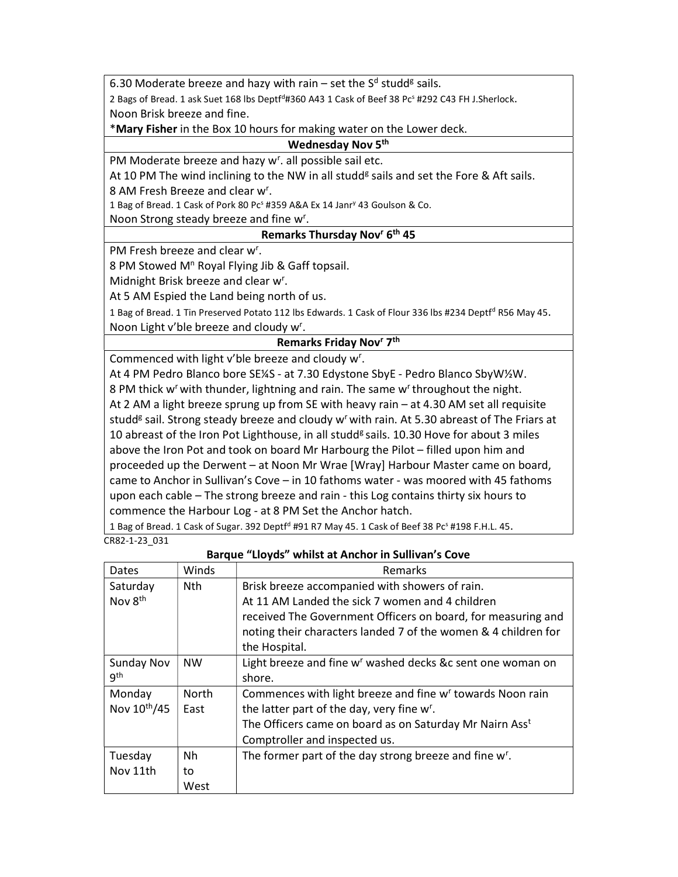| 6.30 Moderate breeze and hazy with rain – set the S[d] studd[g] sails. 2 Bags of Bread. 1 ask Suet 168 lbs Deptf[d]#360 A43 1 Cask of Beef 38 Pc[s] #292 C43 FH J.Sherlock. Noon Brisk breeze and fine. *Mary Fisher in the Box 10 hours for making water on the Lower deck. |
|---|
| **Wednesday Nov 5th** |
| PM Moderate breeze and hazy w[r]. all possible sail etc. At 10 PM The wind inclining to the NW in all studd[g] sails and set the Fore & Aft sails. 8 AM Fresh Breeze and clear w[r]. 1 Bag of Bread. 1 Cask of Pork 80 Pc[s] #359 A&A Ex 14 Janr[y] 43 Goulson & Co. Noon Strong steady breeze and fine w[r]. |
| **Remarks Thursday Nov[r] 6th 45** |
| PM Fresh breeze and clear w[r]. 8 PM Stowed M[n] Royal Flying Jib & Gaff topsail. Midnight Brisk breeze and clear w[r]. At 5 AM Espied the Land being north of us. 1 Bag of Bread. 1 Tin Preserved Potato 112 lbs Edwards. 1 Cask of Flour 336 lbs #234 Deptf[d] R56 May 45. Noon Light v'ble breeze and cloudy w[r]. |
| **Remarks Friday Nov[r] 7th** |
| Commenced with light v'ble breeze and cloudy w[r]. At 4 PM Pedro Blanco bore SE¼S - at 7.30 Edystone SbyE - Pedro Blanco SbyW½W. 8 PM thick w[r] with thunder, lightning and rain. The same w[r] throughout the night. At 2 AM a light breeze sprung up from SE with heavy rain – at 4.30 AM set all requisite studd[g] sail. Strong steady breeze and cloudy w[r] with rain. At 5.30 abreast of The Friars at 10 abreast of the Iron Pot Lighthouse, in all studd[g] sails. 10.30 Hove for about 3 miles above the Iron Pot and took on board Mr Harbourg the Pilot – filled upon him and proceeded up the Derwent – at Noon Mr Wrae [Wray] Harbour Master came on board, came to Anchor in Sullivan's Cove – in 10 fathoms water - was moored with 45 fathoms upon each cable – The strong breeze and rain - this Log contains thirty six hours to commence the Harbour Log - at 8 PM Set the Anchor hatch. 1 Bag of Bread. 1 Cask of Sugar. 392 Deptf[d] #91 R7 May 45. 1 Cask of Beef 38 Pc[s] #198 F.H.L. 45. |

CR82-1-23_031

**Barque "Lloyds" whilst at Anchor in Sullivan's Cove**

| Dates | Winds | Remarks |
|---|---|---|
| Saturday Nov 8th | Nth | Brisk breeze accompanied with showers of rain. At 11 AM Landed the sick 7 women and 4 children received The Government Officers on board, for measuring and noting their characters landed 7 of the women & 4 children for the Hospital. |
| Sunday Nov 9th | NW | Light breeze and fine w[r] washed decks &c sent one woman on shore. |
| Monday Nov 10th/45 | North East | Commences with light breeze and fine w[r] towards Noon rain the latter part of the day, very fine w[r]. The Officers came on board as on Saturday Mr Nairn Ass[t] Comptroller and inspected us. |
| Tuesday Nov 11th | Nh to West | The former part of the day strong breeze and fine w[r]. |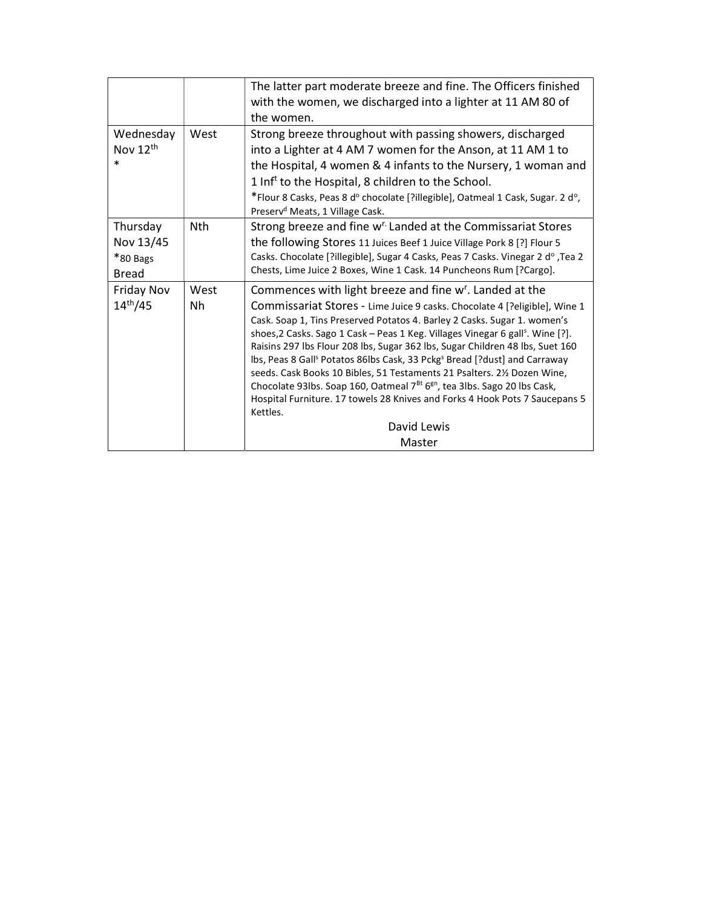| | | |
|---|---|---|
| | | The latter part moderate breeze and fine. The Officers finished with the women, we discharged into a lighter at 11 AM 80 of the women. |
| Wednesday Nov 12th * | West | Strong breeze throughout with passing showers, discharged into a Lighter at 4 AM 7 women for the Anson, at 11 AM 1 to the Hospital, 4 women & 4 infants to the Nursery, 1 woman and 1 Inf[t] to the Hospital, 8 children to the School. *Flour 8 Casks, Peas 8 d[o] chocolate [?illegible], Oatmeal 1 Cask, Sugar. 2 d[o], Preserv[d] Meats, 1 Village Cask. |
| Thursday Nov 13/45 *80 Bags Bread | Nth | Strong breeze and fine w[r.] Landed at the Commissariat Stores the following Stores 11 Juices Beef 1 Juice Village Pork 8 [?] Flour 5 Casks. Chocolate [?illegible], Sugar 4 Casks, Peas 7 Casks. Vinegar 2 d[o] ,Tea 2 Chests, Lime Juice 2 Boxes, Wine 1 Cask. 14 Puncheons Rum [?Cargo]. |
| Friday Nov 14th/45 | West Nh | Commences with light breeze and fine w[r]. Landed at the Commissariat Stores - Lime Juice 9 casks. Chocolate 4 [?eligible], Wine 1 Cask. Soap 1, Tins Preserved Potatos 4. Barley 2 Casks. Sugar 1. women's shoes,2 Casks. Sago 1 Cask – Peas 1 Keg. Villages Vinegar 6 gall[s]. Wine [?]. Raisins 297 lbs Flour 208 lbs, Sugar 362 lbs, Sugar Children 48 lbs, Suet 160 lbs, Peas 8 Gall[s] Potatos 86lbs Cask, 33 Pckg[s] Bread [?dust] and Carraway seeds. Cask Books 10 Bibles, 51 Testaments 21 Psalters. 2½ Dozen Wine, Chocolate 93lbs. Soap 160, Oatmeal 7[Bt] 6[gn], tea 3lbs. Sago 20 lbs Cask, Hospital Furniture. 17 towels 28 Knives and Forks 4 Hook Pots 7 Saucepans 5 Kettles. David Lewis Master |